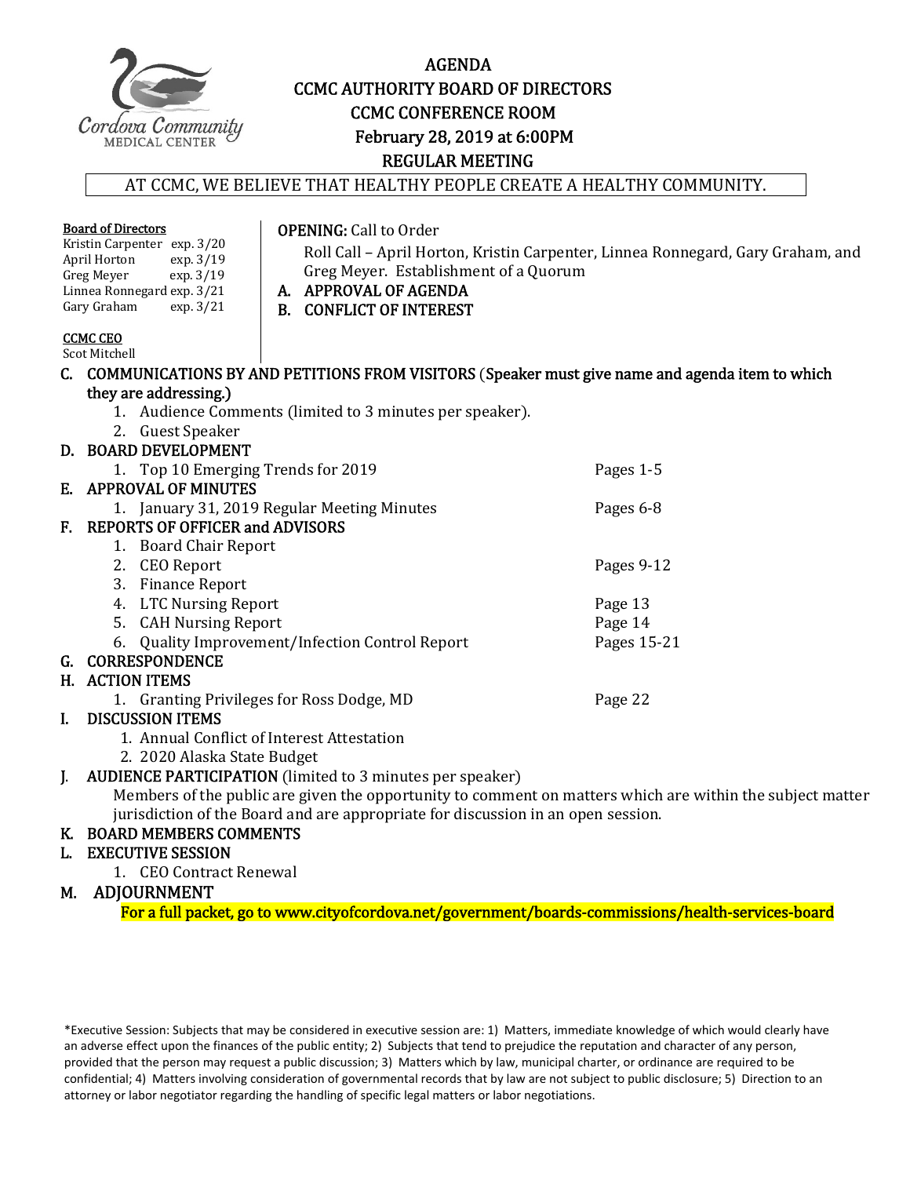# AGENDA
## CCMC AUTHORITY BOARD OF DIRECTORS
## CCMC CONFERENCE ROOM
## February 28, 2019 at 6:00PM
## REGULAR MEETING

AT CCMC, WE BELIEVE THAT HEALTHY PEOPLE CREATE A HEALTHY COMMUNITY.

**Board of Directors**
Kristin Carpenter exp. 3/20
April Horton exp. 3/19
Greg Meyer exp. 3/19
Linnea Ronnegard exp. 3/21
Gary Graham exp. 3/21

**CCMC CEO**
Scot Mitchell

**OPENING:** Call to Order
Roll Call – April Horton, Kristin Carpenter, Linnea Ronnegard, Gary Graham, and Greg Meyer. Establishment of a Quorum

A. **APPROVAL OF AGENDA**

B. **CONFLICT OF INTEREST**

C. **COMMUNICATIONS BY AND PETITIONS FROM VISITORS** (**Speaker must give name and agenda item to which they are addressing.**)
   1. Audience Comments (limited to 3 minutes per speaker).
   2. Guest Speaker

D. **BOARD DEVELOPMENT**
   1. Top 10 Emerging Trends for 2019 — Pages 1-5

E. **APPROVAL OF MINUTES**
   1. January 31, 2019 Regular Meeting Minutes — Pages 6-8

F. **REPORTS OF OFFICER and ADVISORS**
   1. Board Chair Report
   2. CEO Report — Pages 9-12
   3. Finance Report
   4. LTC Nursing Report — Page 13
   5. CAH Nursing Report — Page 14
   6. Quality Improvement/Infection Control Report — Pages 15-21

G. **CORRESPONDENCE**

H. **ACTION ITEMS**
   1. Granting Privileges for Ross Dodge, MD — Page 22

I. **DISCUSSION ITEMS**
   1. Annual Conflict of Interest Attestation
   2. 2020 Alaska State Budget

J. **AUDIENCE PARTICIPATION** (limited to 3 minutes per speaker)
   Members of the public are given the opportunity to comment on matters which are within the subject matter jurisdiction of the Board and are appropriate for discussion in an open session.

K. **BOARD MEMBERS COMMENTS**

L. **EXECUTIVE SESSION**
   1. CEO Contract Renewal

M. **ADJOURNMENT**

For a full packet, go to www.cityofcordova.net/government/boards-commissions/health-services-board

*Executive Session: Subjects that may be considered in executive session are: 1) Matters, immediate knowledge of which would clearly have an adverse effect upon the finances of the public entity; 2) Subjects that tend to prejudice the reputation and character of any person, provided that the person may request a public discussion; 3) Matters which by law, municipal charter, or ordinance are required to be confidential; 4) Matters involving consideration of governmental records that by law are not subject to public disclosure; 5) Direction to an attorney or labor negotiator regarding the handling of specific legal matters or labor negotiations.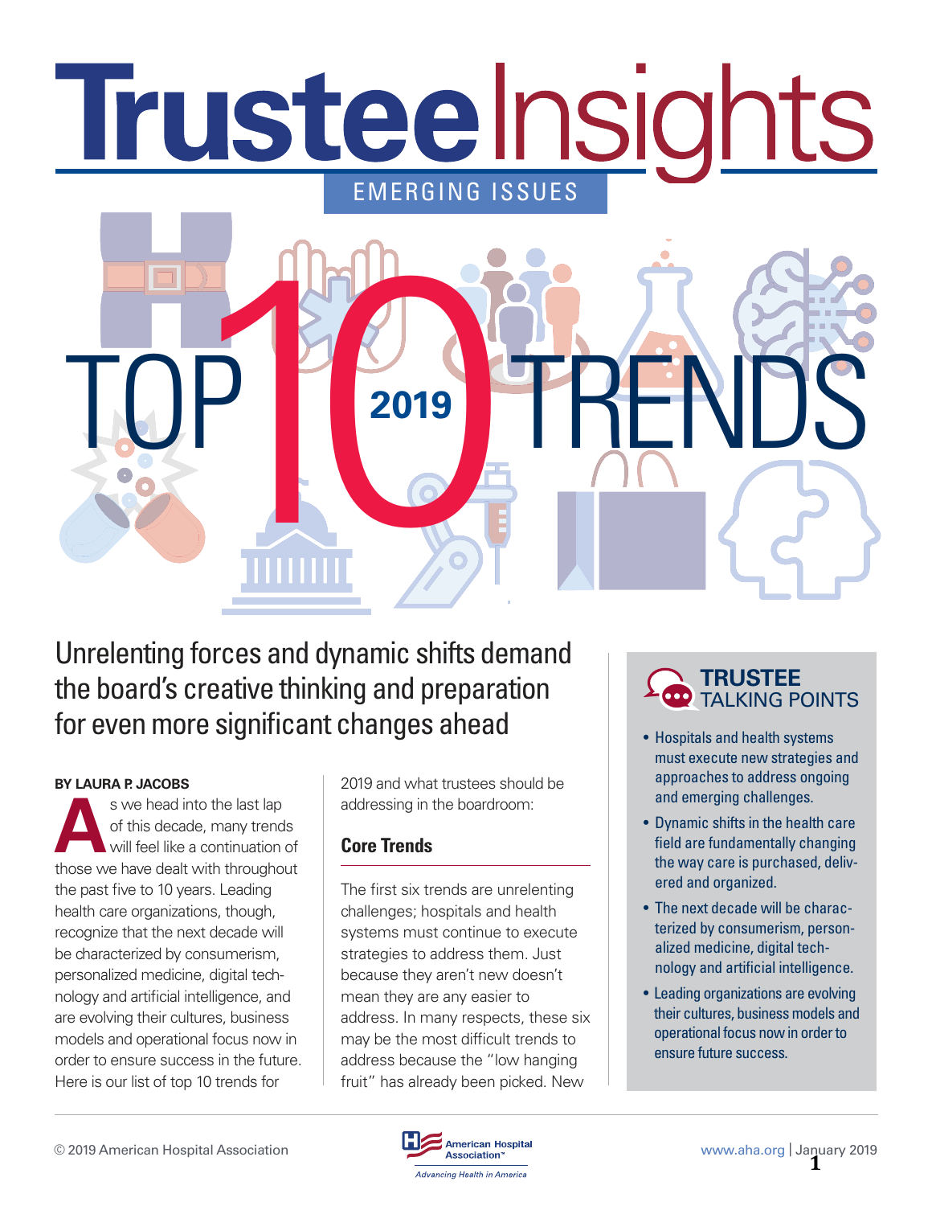# Trustee Insights

EMERGING ISSUES

# TOP 10 TRENDS 2019

## Unrelenting forces and dynamic shifts demand the board's creative thinking and preparation for even more significant changes ahead

**BY LAURA P. JACOBS**

As we head into the last lap of this decade, many trends will feel like a continuation of those we have dealt with throughout the past five to 10 years. Leading health care organizations, though, recognize that the next decade will be characterized by consumerism, personalized medicine, digital technology and artificial intelligence, and are evolving their cultures, business models and operational focus now in order to ensure success in the future. Here is our list of top 10 trends for 2019 and what trustees should be addressing in the boardroom:

### Core Trends

The first six trends are unrelenting challenges; hospitals and health systems must continue to execute strategies to address them. Just because they aren't new doesn't mean they are any easier to address. In many respects, these six may be the most difficult trends to address because the "low hanging fruit" has already been picked. New

### TRUSTEE TALKING POINTS

- Hospitals and health systems must execute new strategies and approaches to address ongoing and emerging challenges.
- Dynamic shifts in the health care field are fundamentally changing the way care is purchased, delivered and organized.
- The next decade will be characterized by consumerism, personalized medicine, digital technology and artificial intelligence.
- Leading organizations are evolving their cultures, business models and operational focus now in order to ensure future success.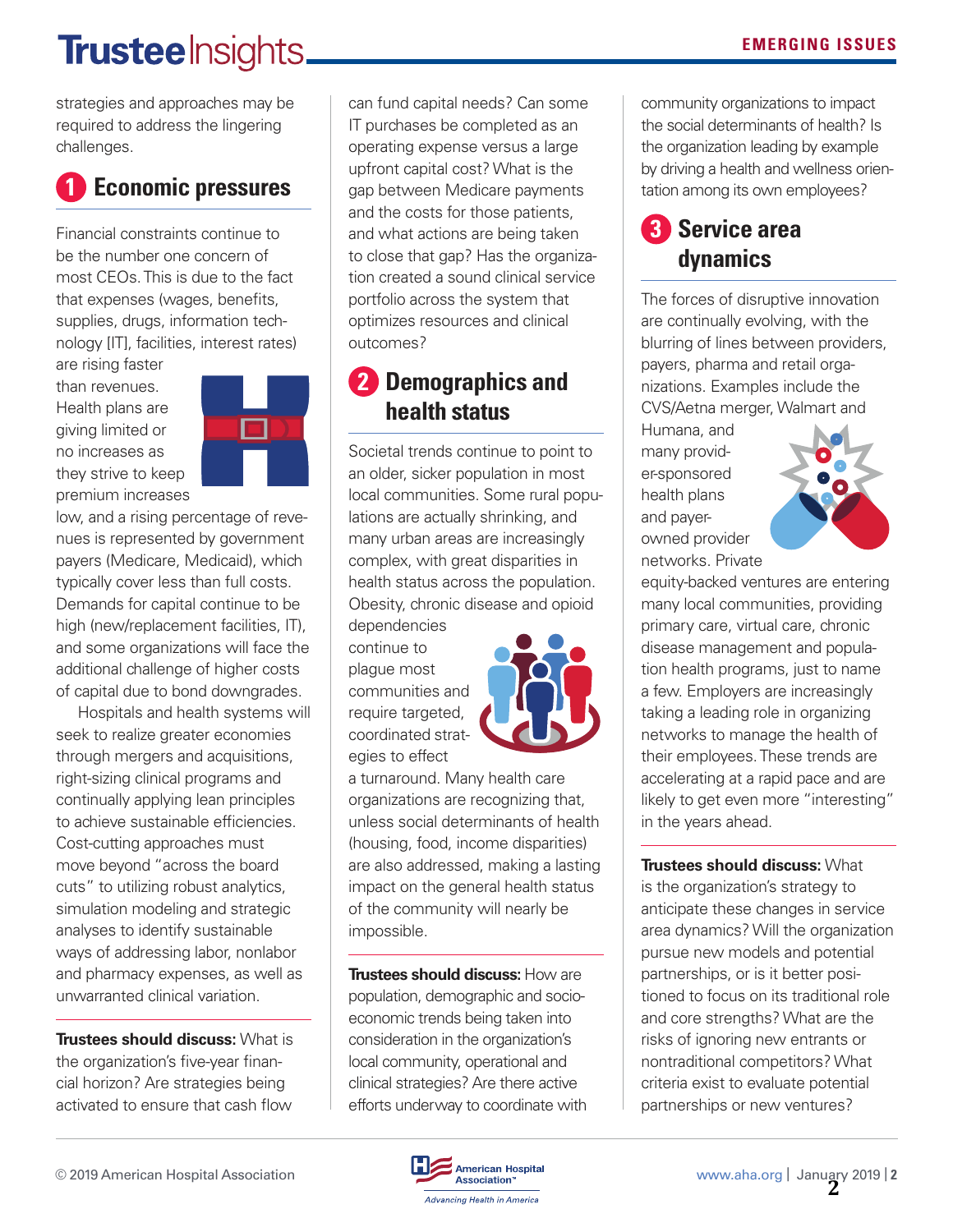strategies and approaches may be required to address the lingering challenges.

## 1 Economic pressures

Financial constraints continue to be the number one concern of most CEOs. This is due to the fact that expenses (wages, benefits, supplies, drugs, information technology [IT], facilities, interest rates) are rising faster than revenues. Health plans are giving limited or no increases as they strive to keep premium increases low, and a rising percentage of revenues is represented by government payers (Medicare, Medicaid), which typically cover less than full costs. Demands for capital continue to be high (new/replacement facilities, IT), and some organizations will face the additional challenge of higher costs of capital due to bond downgrades.

Hospitals and health systems will seek to realize greater economies through mergers and acquisitions, right-sizing clinical programs and continually applying lean principles to achieve sustainable efficiencies. Cost-cutting approaches must move beyond "across the board cuts" to utilizing robust analytics, simulation modeling and strategic analyses to identify sustainable ways of addressing labor, nonlabor and pharmacy expenses, as well as unwarranted clinical variation.

**Trustees should discuss:** What is the organization's five-year financial horizon? Are strategies being activated to ensure that cash flow can fund capital needs? Can some IT purchases be completed as an operating expense versus a large upfront capital cost? What is the gap between Medicare payments and the costs for those patients, and what actions are being taken to close that gap? Has the organization created a sound clinical service portfolio across the system that optimizes resources and clinical outcomes?

## 2 Demographics and health status

Societal trends continue to point to an older, sicker population in most local communities. Some rural populations are actually shrinking, and many urban areas are increasingly complex, with great disparities in health status across the population. Obesity, chronic disease and opioid dependencies continue to plague most communities and require targeted, coordinated strategies to effect a turnaround. Many health care organizations are recognizing that, unless social determinants of health (housing, food, income disparities) are also addressed, making a lasting impact on the general health status of the community will nearly be impossible.

**Trustees should discuss:** How are population, demographic and socioeconomic trends being taken into consideration in the organization's local community, operational and clinical strategies? Are there active efforts underway to coordinate with community organizations to impact the social determinants of health? Is the organization leading by example by driving a health and wellness orientation among its own employees?

## 3 Service area dynamics

The forces of disruptive innovation are continually evolving, with the blurring of lines between providers, payers, pharma and retail organizations. Examples include the CVS/Aetna merger, Walmart and Humana, and many provider-sponsored health plans and payer-owned provider networks. Private equity-backed ventures are entering many local communities, providing primary care, virtual care, chronic disease management and population health programs, just to name a few. Employers are increasingly taking a leading role in organizing networks to manage the health of their employees. These trends are accelerating at a rapid pace and are likely to get even more "interesting" in the years ahead.

**Trustees should discuss:** What is the organization's strategy to anticipate these changes in service area dynamics? Will the organization pursue new models and potential partnerships, or is it better positioned to focus on its traditional role and core strengths? What are the risks of ignoring new entrants or nontraditional competitors? What criteria exist to evaluate potential partnerships or new ventures?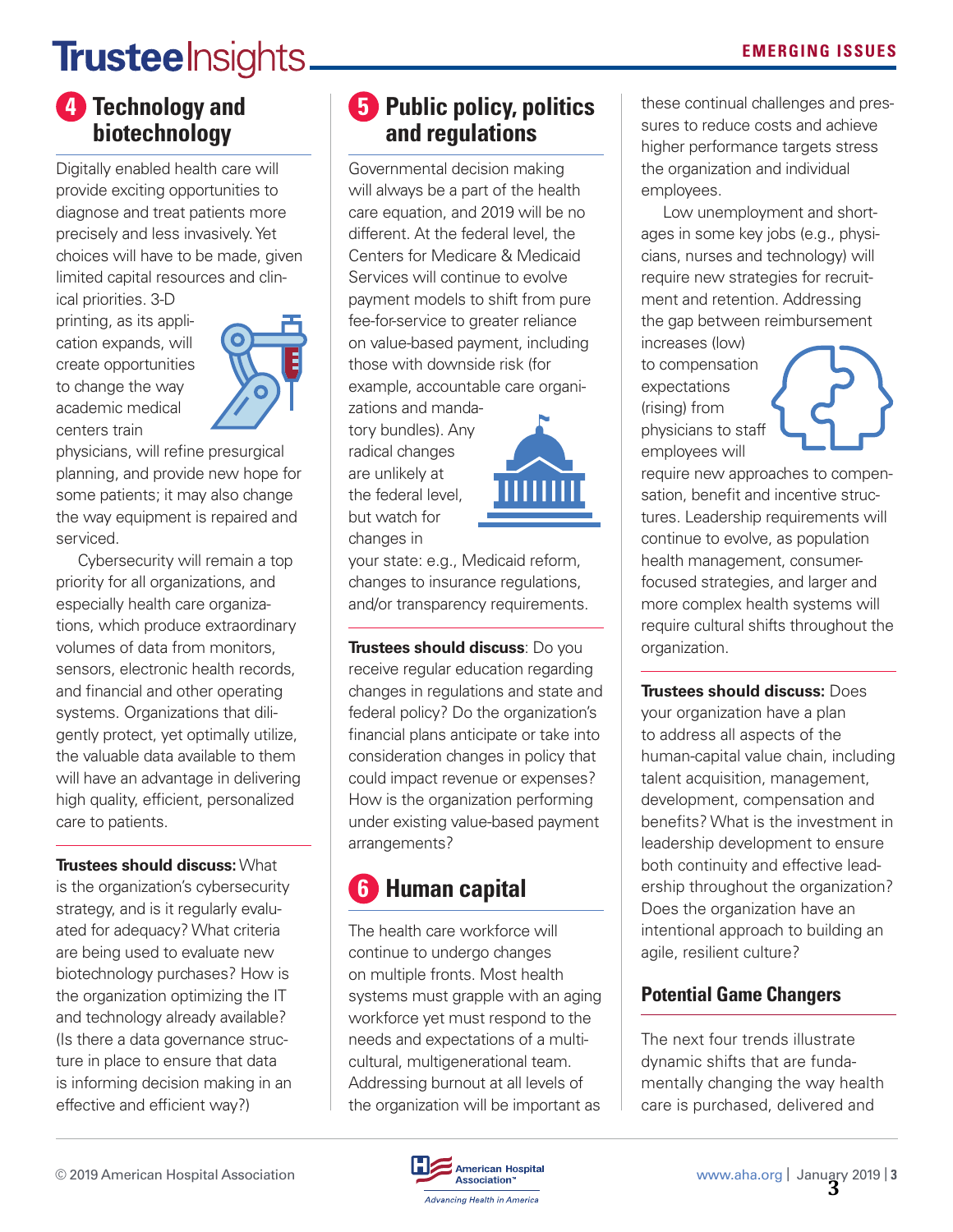## 4 Technology and biotechnology

Digitally enabled health care will provide exciting opportunities to diagnose and treat patients more precisely and less invasively. Yet choices will have to be made, given limited capital resources and clinical priorities. 3-D printing, as its application expands, will create opportunities to change the way academic medical centers train physicians, will refine presurgical planning, and provide new hope for some patients; it may also change the way equipment is repaired and serviced.

Cybersecurity will remain a top priority for all organizations, and especially health care organizations, which produce extraordinary volumes of data from monitors, sensors, electronic health records, and financial and other operating systems. Organizations that diligently protect, yet optimally utilize, the valuable data available to them will have an advantage in delivering high quality, efficient, personalized care to patients.

**Trustees should discuss:** What is the organization's cybersecurity strategy, and is it regularly evaluated for adequacy? What criteria are being used to evaluate new biotechnology purchases? How is the organization optimizing the IT and technology already available? (Is there a data governance structure in place to ensure that data is informing decision making in an effective and efficient way?)

## 5 Public policy, politics and regulations

Governmental decision making will always be a part of the health care equation, and 2019 will be no different. At the federal level, the Centers for Medicare & Medicaid Services will continue to evolve payment models to shift from pure fee-for-service to greater reliance on value-based payment, including those with downside risk (for example, accountable care organizations and mandatory bundles). Any radical changes are unlikely at the federal level, but watch for changes in your state: e.g., Medicaid reform, changes to insurance regulations, and/or transparency requirements.

**Trustees should discuss**: Do you receive regular education regarding changes in regulations and state and federal policy? Do the organization's financial plans anticipate or take into consideration changes in policy that could impact revenue or expenses? How is the organization performing under existing value-based payment arrangements?

## 6 Human capital

The health care workforce will continue to undergo changes on multiple fronts. Most health systems must grapple with an aging workforce yet must respond to the needs and expectations of a multicultural, multigenerational team. Addressing burnout at all levels of the organization will be important as these continual challenges and pressures to reduce costs and achieve higher performance targets stress the organization and individual employees.

Low unemployment and shortages in some key jobs (e.g., physicians, nurses and technology) will require new strategies for recruitment and retention. Addressing the gap between reimbursement increases (low) to compensation expectations (rising) from physicians to staff employees will require new approaches to compensation, benefit and incentive structures. Leadership requirements will continue to evolve, as population health management, consumer-focused strategies, and larger and more complex health systems will require cultural shifts throughout the organization.

**Trustees should discuss:** Does your organization have a plan to address all aspects of the human-capital value chain, including talent acquisition, management, development, compensation and benefits? What is the investment in leadership development to ensure both continuity and effective leadership throughout the organization? Does the organization have an intentional approach to building an agile, resilient culture?

## Potential Game Changers

The next four trends illustrate dynamic shifts that are fundamentally changing the way health care is purchased, delivered and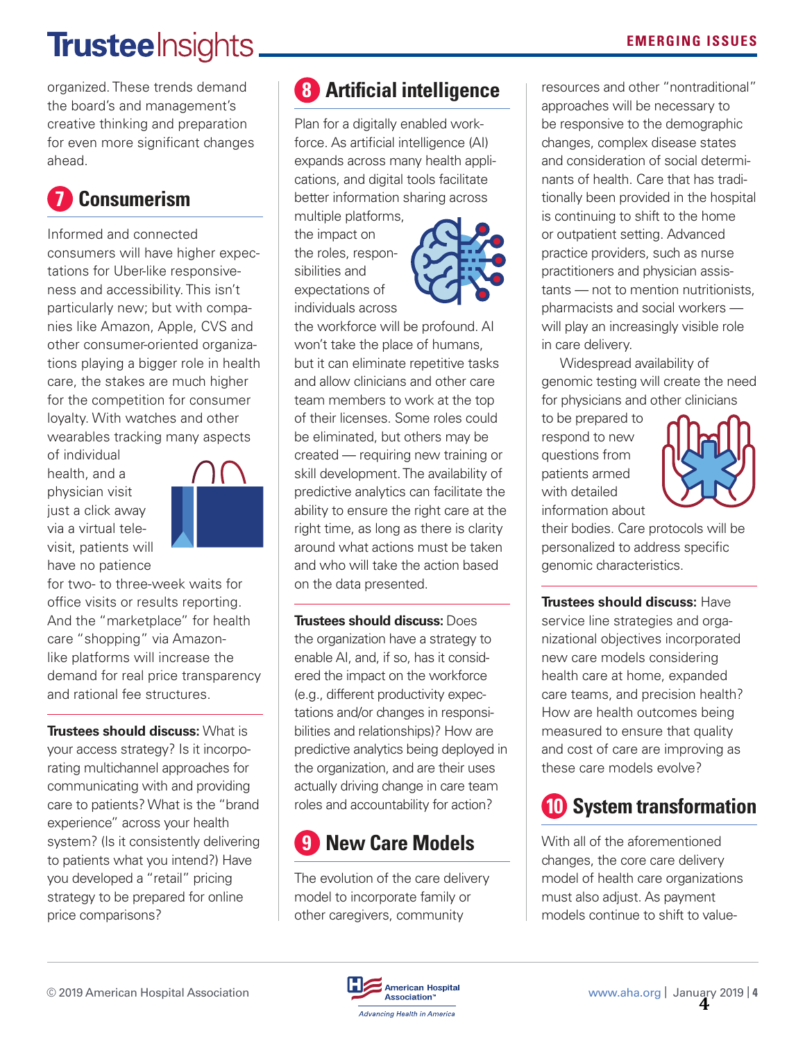organized. These trends demand the board's and management's creative thinking and preparation for even more significant changes ahead.

## 7 Consumerism

Informed and connected consumers will have higher expectations for Uber-like responsiveness and accessibility. This isn't particularly new; but with companies like Amazon, Apple, CVS and other consumer-oriented organizations playing a bigger role in health care, the stakes are much higher for the competition for consumer loyalty. With watches and other wearables tracking many aspects of individual health, and a physician visit just a click away via a virtual televisit, patients will have no patience for two- to three-week waits for office visits or results reporting. And the "marketplace" for health care "shopping" via Amazon-like platforms will increase the demand for real price transparency and rational fee structures.

**Trustees should discuss:** What is your access strategy? Is it incorporating multichannel approaches for communicating with and providing care to patients? What is the "brand experience" across your health system? (Is it consistently delivering to patients what you intend?) Have you developed a "retail" pricing strategy to be prepared for online price comparisons?

## 8 Artificial intelligence

Plan for a digitally enabled workforce. As artificial intelligence (AI) expands across many health applications, and digital tools facilitate better information sharing across multiple platforms, the impact on the roles, responsibilities and expectations of individuals across the workforce will be profound. AI won't take the place of humans, but it can eliminate repetitive tasks and allow clinicians and other care team members to work at the top of their licenses. Some roles could be eliminated, but others may be created — requiring new training or skill development. The availability of predictive analytics can facilitate the ability to ensure the right care at the right time, as long as there is clarity around what actions must be taken and who will take the action based on the data presented.

**Trustees should discuss:** Does the organization have a strategy to enable AI, and, if so, has it considered the impact on the workforce (e.g., different productivity expectations and/or changes in responsibilities and relationships)? How are predictive analytics being deployed in the organization, and are their uses actually driving change in care team roles and accountability for action?

## 9 New Care Models

The evolution of the care delivery model to incorporate family or other caregivers, community resources and other "nontraditional" approaches will be necessary to be responsive to the demographic changes, complex disease states and consideration of social determinants of health. Care that has traditionally been provided in the hospital is continuing to shift to the home or outpatient setting. Advanced practice providers, such as nurse practitioners and physician assistants — not to mention nutritionists, pharmacists and social workers — will play an increasingly visible role in care delivery.

Widespread availability of genomic testing will create the need for physicians and other clinicians to be prepared to respond to new questions from patients armed with detailed information about their bodies. Care protocols will be personalized to address specific genomic characteristics.

**Trustees should discuss:** Have service line strategies and organizational objectives incorporated new care models considering health care at home, expanded care teams, and precision health? How are health outcomes being measured to ensure that quality and cost of care are improving as these care models evolve?

## 10 System transformation

With all of the aforementioned changes, the core care delivery model of health care organizations must also adjust. As payment models continue to shift to value-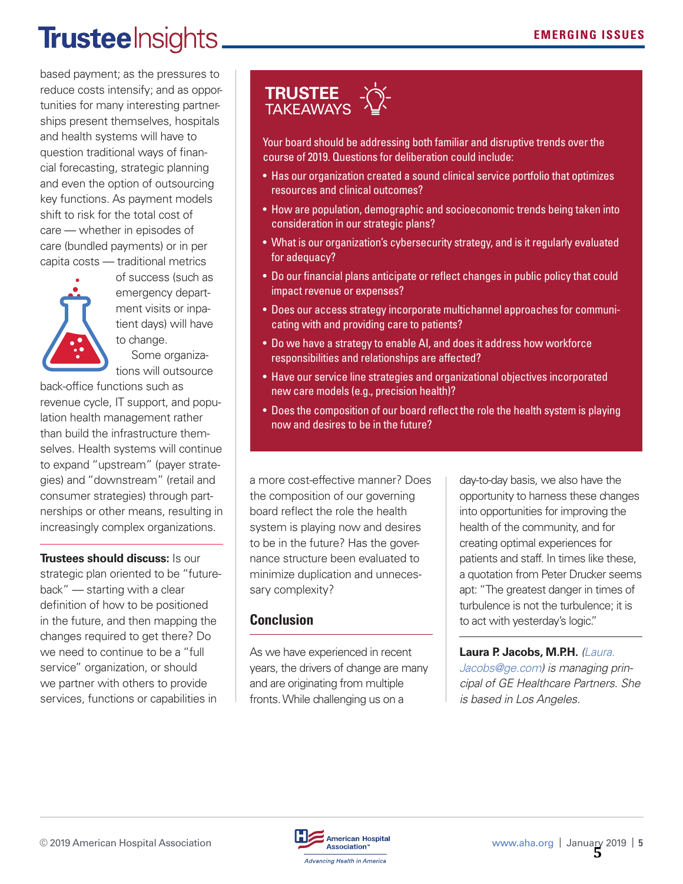based payment; as the pressures to reduce costs intensify; and as opportunities for many interesting partnerships present themselves, hospitals and health systems will have to question traditional ways of financial forecasting, strategic planning and even the option of outsourcing key functions. As payment models shift to risk for the total cost of care — whether in episodes of care (bundled payments) or in per capita costs — traditional metrics of success (such as emergency department visits or inpatient days) will have to change.

Some organizations will outsource back-office functions such as revenue cycle, IT support, and population health management rather than build the infrastructure themselves. Health systems will continue to expand "upstream" (payer strategies) and "downstream" (retail and consumer strategies) through partnerships or other means, resulting in increasingly complex organizations.

**Trustees should discuss:** Is our strategic plan oriented to be "future-back" — starting with a clear definition of how to be positioned in the future, and then mapping the changes required to get there? Do we need to continue to be a "full service" organization, or should we partner with others to provide services, functions or capabilities in a more cost-effective manner? Does the composition of our governing board reflect the role the health system is playing now and desires to be in the future? Has the governance structure been evaluated to minimize duplication and unnecessary complexity?

## Conclusion

As we have experienced in recent years, the drivers of change are many and are originating from multiple fronts. While challenging us on a day-to-day basis, we also have the opportunity to harness these changes into opportunities for improving the health of the community, and for creating optimal experiences for patients and staff. In times like these, a quotation from Peter Drucker seems apt: "The greatest danger in times of turbulence is not the turbulence; it is to act with yesterday's logic."

**Laura P. Jacobs, M.P.H.** *(Laura.Jacobs@ge.com) is managing principal of GE Healthcare Partners. She is based in Los Angeles.*

## TRUSTEE TAKEAWAYS

Your board should be addressing both familiar and disruptive trends over the course of 2019. Questions for deliberation could include:

- Has our organization created a sound clinical service portfolio that optimizes resources and clinical outcomes?
- How are population, demographic and socioeconomic trends being taken into consideration in our strategic plans?
- What is our organization's cybersecurity strategy, and is it regularly evaluated for adequacy?
- Do our financial plans anticipate or reflect changes in public policy that could impact revenue or expenses?
- Does our access strategy incorporate multichannel approaches for communicating with and providing care to patients?
- Do we have a strategy to enable AI, and does it address how workforce responsibilities and relationships are affected?
- Have our service line strategies and organizational objectives incorporated new care models (e.g., precision health)?
- Does the composition of our board reflect the role the health system is playing now and desires to be in the future?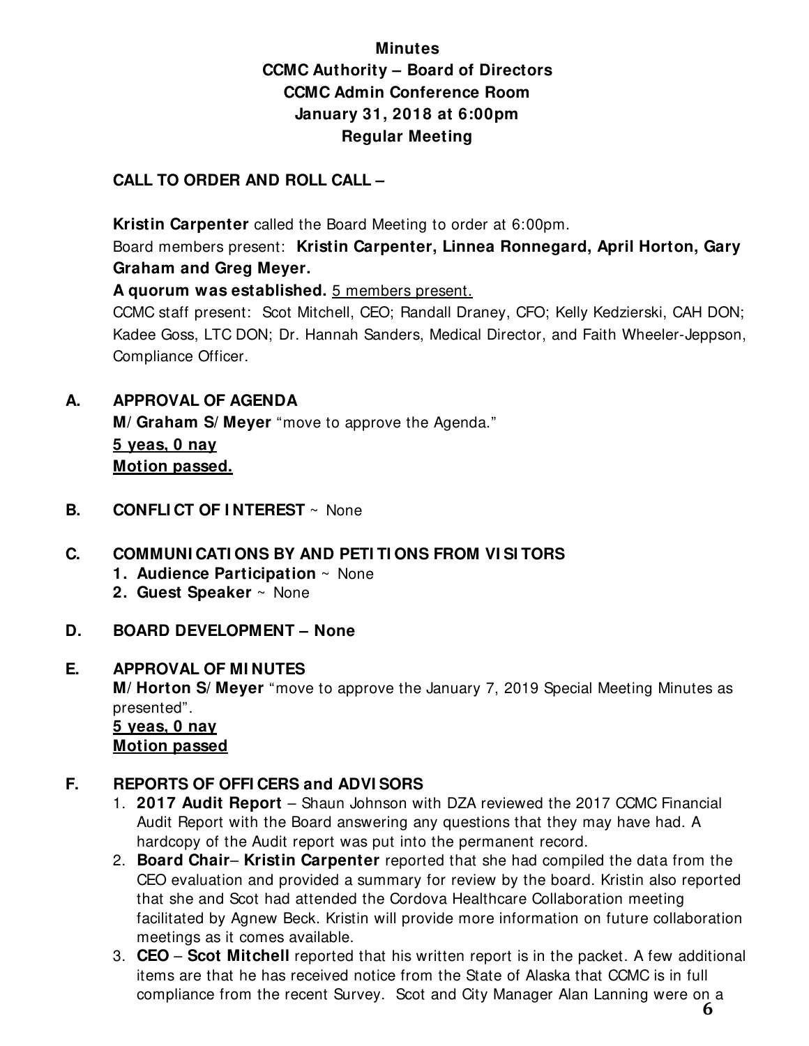**Minutes**
**CCMC Authority – Board of Directors**
**CCMC Admin Conference Room**
**January 31, 2018 at 6:00pm**
**Regular Meeting**

**CALL TO ORDER AND ROLL CALL –**

**Kristin Carpenter** called the Board Meeting to order at 6:00pm.
Board members present: **Kristin Carpenter, Linnea Ronnegard, April Horton, Gary Graham and Greg Meyer.**
**A quorum was established.** 5 members present.
CCMC staff present: Scot Mitchell, CEO; Randall Draney, CFO; Kelly Kedzierski, CAH DON; Kadee Goss, LTC DON; Dr. Hannah Sanders, Medical Director, and Faith Wheeler-Jeppson, Compliance Officer.

**A. APPROVAL OF AGENDA**
**M/ Graham S/ Meyer** "move to approve the Agenda."
**5 yeas, 0 nay**
**Motion passed.**

**B. CONFLICT OF INTEREST** ~ None

**C. COMMUNICATIONS BY AND PETITIONS FROM VISITORS**
1. **Audience Participation** ~ None
2. **Guest Speaker** ~ None

**D. BOARD DEVELOPMENT – None**

**E. APPROVAL OF MINUTES**
**M/ Horton S/ Meyer** "move to approve the January 7, 2019 Special Meeting Minutes as presented".
**5 yeas, 0 nay**
**Motion passed**

**F. REPORTS OF OFFICERS and ADVISORS**
1. **2017 Audit Report** – Shaun Johnson with DZA reviewed the 2017 CCMC Financial Audit Report with the Board answering any questions that they may have had. A hardcopy of the Audit report was put into the permanent record.
2. **Board Chair**– **Kristin Carpenter** reported that she had compiled the data from the CEO evaluation and provided a summary for review by the board. Kristin also reported that she and Scot had attended the Cordova Healthcare Collaboration meeting facilitated by Agnew Beck. Kristin will provide more information on future collaboration meetings as it comes available.
3. **CEO** – **Scot Mitchell** reported that his written report is in the packet. A few additional items are that he has received notice from the State of Alaska that CCMC is in full compliance from the recent Survey. Scot and City Manager Alan Lanning were on a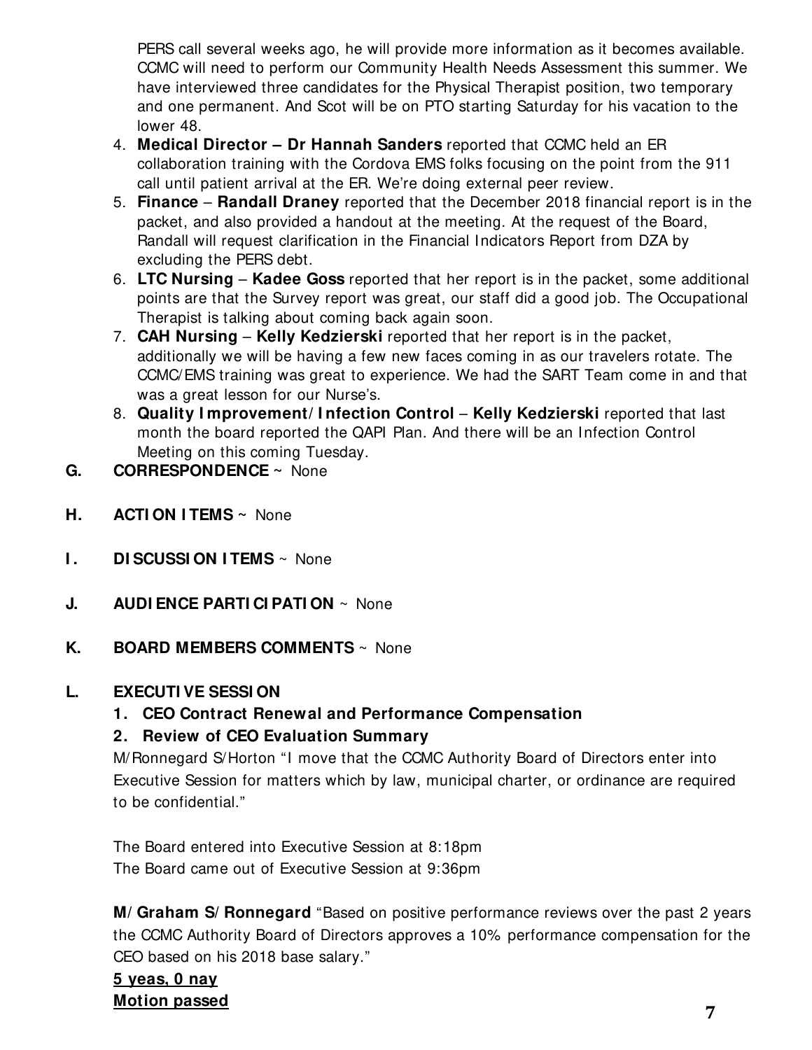PERS call several weeks ago, he will provide more information as it becomes available. CCMC will need to perform our Community Health Needs Assessment this summer. We have interviewed three candidates for the Physical Therapist position, two temporary and one permanent. And Scot will be on PTO starting Saturday for his vacation to the lower 48.

4. **Medical Director – Dr Hannah Sanders** reported that CCMC held an ER collaboration training with the Cordova EMS folks focusing on the point from the 911 call until patient arrival at the ER. We're doing external peer review.
5. **Finance** – **Randall Draney** reported that the December 2018 financial report is in the packet, and also provided a handout at the meeting. At the request of the Board, Randall will request clarification in the Financial Indicators Report from DZA by excluding the PERS debt.
6. **LTC Nursing** – **Kadee Goss** reported that her report is in the packet, some additional points are that the Survey report was great, our staff did a good job. The Occupational Therapist is talking about coming back again soon.
7. **CAH Nursing** – **Kelly Kedzierski** reported that her report is in the packet, additionally we will be having a few new faces coming in as our travelers rotate. The CCMC/EMS training was great to experience. We had the SART Team come in and that was a great lesson for our Nurse's.
8. **Quality Improvement/Infection Control** – **Kelly Kedzierski** reported that last month the board reported the QAPI Plan. And there will be an Infection Control Meeting on this coming Tuesday.

**G. CORRESPONDENCE** ~ None

**H. ACTION ITEMS** ~ None

**I. DISCUSSION ITEMS** ~ None

**J. AUDIENCE PARTICIPATION** ~ None

**K. BOARD MEMBERS COMMENTS** ~ None

**L. EXECUTIVE SESSION**

1. **CEO Contract Renewal and Performance Compensation**
2. **Review of CEO Evaluation Summary**

M/Ronnegard S/Horton "I move that the CCMC Authority Board of Directors enter into Executive Session for matters which by law, municipal charter, or ordinance are required to be confidential."

The Board entered into Executive Session at 8:18pm
The Board came out of Executive Session at 9:36pm

**M/Graham S/Ronnegard** "Based on positive performance reviews over the past 2 years the CCMC Authority Board of Directors approves a 10% performance compensation for the CEO based on his 2018 base salary."

**5 yeas, 0 nay**
**Motion passed**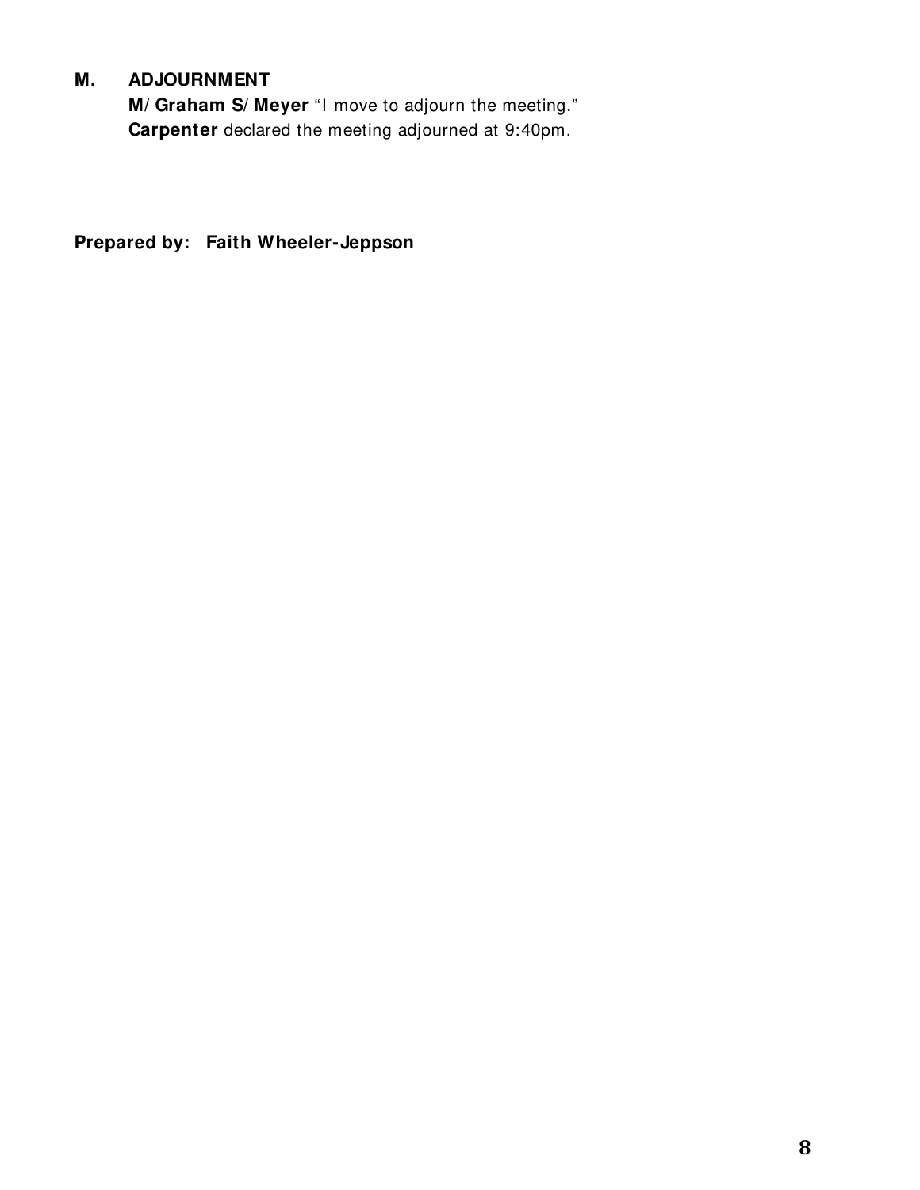## M. ADJOURNMENT

**M/Graham S/Meyer** "I move to adjourn the meeting."
**Carpenter** declared the meeting adjourned at 9:40pm.

**Prepared by: Faith Wheeler-Jeppson**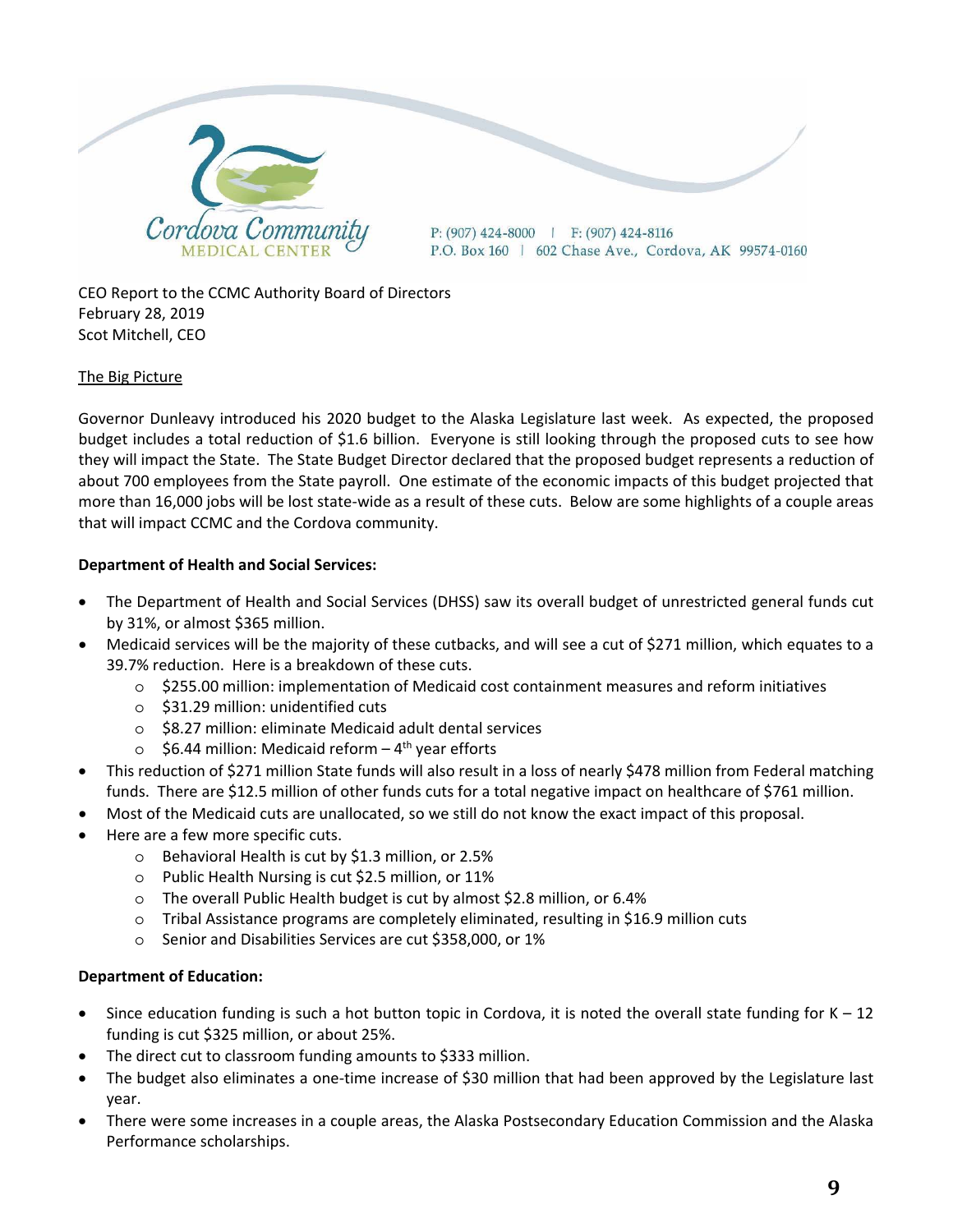Cordova Community MEDICAL CENTER

P: (907) 424-8000 | F: (907) 424-8116
P.O. Box 160 | 602 Chase Ave., Cordova, AK 99574-0160

CEO Report to the CCMC Authority Board of Directors
February 28, 2019
Scot Mitchell, CEO

## The Big Picture

Governor Dunleavy introduced his 2020 budget to the Alaska Legislature last week. As expected, the proposed budget includes a total reduction of $1.6 billion. Everyone is still looking through the proposed cuts to see how they will impact the State. The State Budget Director declared that the proposed budget represents a reduction of about 700 employees from the State payroll. One estimate of the economic impacts of this budget projected that more than 16,000 jobs will be lost state-wide as a result of these cuts. Below are some highlights of a couple areas that will impact CCMC and the Cordova community.

**Department of Health and Social Services:**

- The Department of Health and Social Services (DHSS) saw its overall budget of unrestricted general funds cut by 31%, or almost $365 million.
- Medicaid services will be the majority of these cutbacks, and will see a cut of $271 million, which equates to a 39.7% reduction. Here is a breakdown of these cuts.
  - $255.00 million: implementation of Medicaid cost containment measures and reform initiatives
  - $31.29 million: unidentified cuts
  - $8.27 million: eliminate Medicaid adult dental services
  - $6.44 million: Medicaid reform – 4th year efforts
- This reduction of $271 million State funds will also result in a loss of nearly $478 million from Federal matching funds. There are $12.5 million of other funds cuts for a total negative impact on healthcare of $761 million.
- Most of the Medicaid cuts are unallocated, so we still do not know the exact impact of this proposal.
- Here are a few more specific cuts.
  - Behavioral Health is cut by $1.3 million, or 2.5%
  - Public Health Nursing is cut $2.5 million, or 11%
  - The overall Public Health budget is cut by almost $2.8 million, or 6.4%
  - Tribal Assistance programs are completely eliminated, resulting in $16.9 million cuts
  - Senior and Disabilities Services are cut $358,000, or 1%

**Department of Education:**

- Since education funding is such a hot button topic in Cordova, it is noted the overall state funding for K – 12 funding is cut $325 million, or about 25%.
- The direct cut to classroom funding amounts to $333 million.
- The budget also eliminates a one-time increase of $30 million that had been approved by the Legislature last year.
- There were some increases in a couple areas, the Alaska Postsecondary Education Commission and the Alaska Performance scholarships.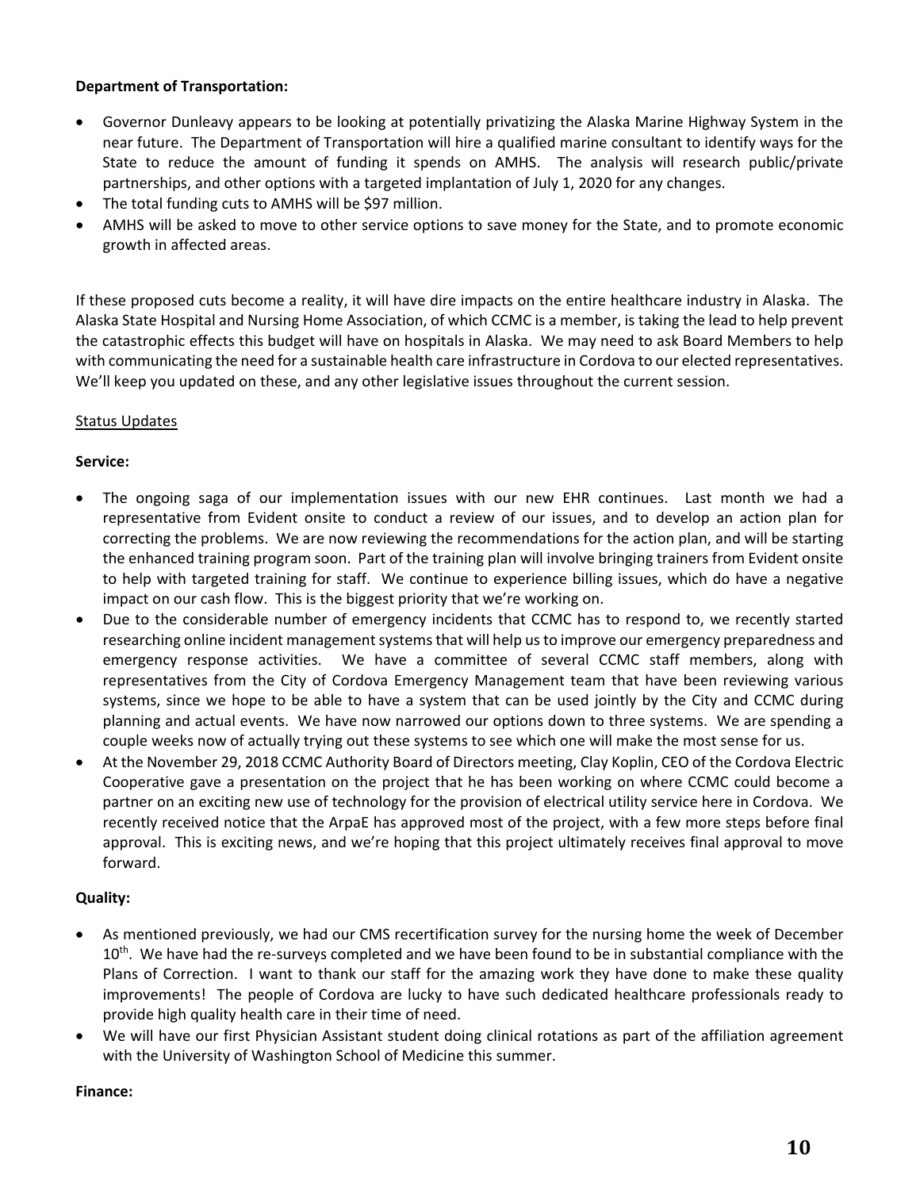**Department of Transportation:**

- Governor Dunleavy appears to be looking at potentially privatizing the Alaska Marine Highway System in the near future. The Department of Transportation will hire a qualified marine consultant to identify ways for the State to reduce the amount of funding it spends on AMHS. The analysis will research public/private partnerships, and other options with a targeted implantation of July 1, 2020 for any changes.
- The total funding cuts to AMHS will be $97 million.
- AMHS will be asked to move to other service options to save money for the State, and to promote economic growth in affected areas.

If these proposed cuts become a reality, it will have dire impacts on the entire healthcare industry in Alaska. The Alaska State Hospital and Nursing Home Association, of which CCMC is a member, is taking the lead to help prevent the catastrophic effects this budget will have on hospitals in Alaska. We may need to ask Board Members to help with communicating the need for a sustainable health care infrastructure in Cordova to our elected representatives. We'll keep you updated on these, and any other legislative issues throughout the current session.

Status Updates

**Service:**

- The ongoing saga of our implementation issues with our new EHR continues. Last month we had a representative from Evident onsite to conduct a review of our issues, and to develop an action plan for correcting the problems. We are now reviewing the recommendations for the action plan, and will be starting the enhanced training program soon. Part of the training plan will involve bringing trainers from Evident onsite to help with targeted training for staff. We continue to experience billing issues, which do have a negative impact on our cash flow. This is the biggest priority that we're working on.
- Due to the considerable number of emergency incidents that CCMC has to respond to, we recently started researching online incident management systems that will help us to improve our emergency preparedness and emergency response activities. We have a committee of several CCMC staff members, along with representatives from the City of Cordova Emergency Management team that have been reviewing various systems, since we hope to be able to have a system that can be used jointly by the City and CCMC during planning and actual events. We have now narrowed our options down to three systems. We are spending a couple weeks now of actually trying out these systems to see which one will make the most sense for us.
- At the November 29, 2018 CCMC Authority Board of Directors meeting, Clay Koplin, CEO of the Cordova Electric Cooperative gave a presentation on the project that he has been working on where CCMC could become a partner on an exciting new use of technology for the provision of electrical utility service here in Cordova. We recently received notice that the ArpaE has approved most of the project, with a few more steps before final approval. This is exciting news, and we're hoping that this project ultimately receives final approval to move forward.

**Quality:**

- As mentioned previously, we had our CMS recertification survey for the nursing home the week of December 10th. We have had the re-surveys completed and we have been found to be in substantial compliance with the Plans of Correction. I want to thank our staff for the amazing work they have done to make these quality improvements! The people of Cordova are lucky to have such dedicated healthcare professionals ready to provide high quality health care in their time of need.
- We will have our first Physician Assistant student doing clinical rotations as part of the affiliation agreement with the University of Washington School of Medicine this summer.

**Finance:**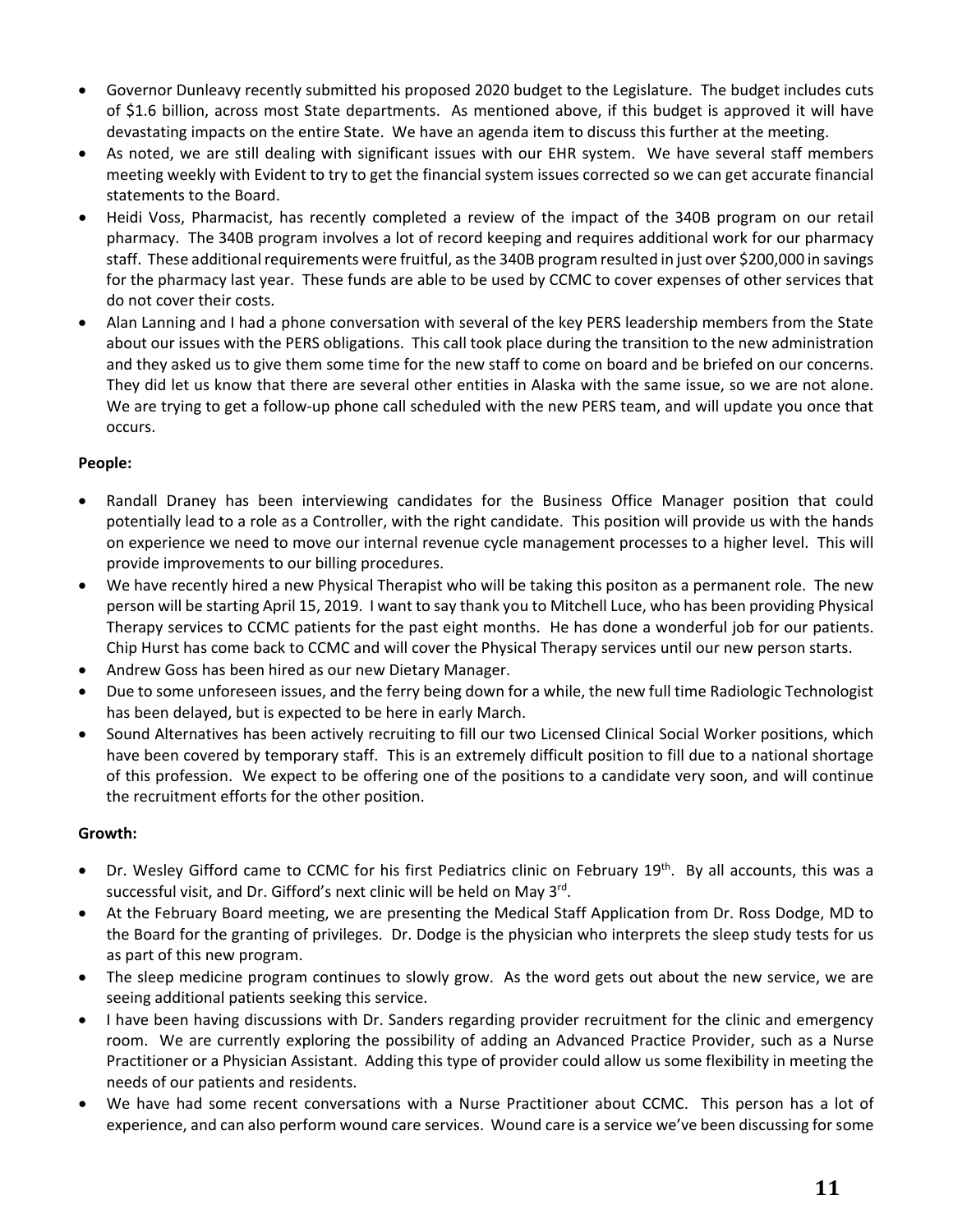- Governor Dunleavy recently submitted his proposed 2020 budget to the Legislature. The budget includes cuts of $1.6 billion, across most State departments. As mentioned above, if this budget is approved it will have devastating impacts on the entire State. We have an agenda item to discuss this further at the meeting.
- As noted, we are still dealing with significant issues with our EHR system. We have several staff members meeting weekly with Evident to try to get the financial system issues corrected so we can get accurate financial statements to the Board.
- Heidi Voss, Pharmacist, has recently completed a review of the impact of the 340B program on our retail pharmacy. The 340B program involves a lot of record keeping and requires additional work for our pharmacy staff. These additional requirements were fruitful, as the 340B program resulted in just over $200,000 in savings for the pharmacy last year. These funds are able to be used by CCMC to cover expenses of other services that do not cover their costs.
- Alan Lanning and I had a phone conversation with several of the key PERS leadership members from the State about our issues with the PERS obligations. This call took place during the transition to the new administration and they asked us to give them some time for the new staff to come on board and be briefed on our concerns. They did let us know that there are several other entities in Alaska with the same issue, so we are not alone. We are trying to get a follow-up phone call scheduled with the new PERS team, and will update you once that occurs.

**People:**

- Randall Draney has been interviewing candidates for the Business Office Manager position that could potentially lead to a role as a Controller, with the right candidate. This position will provide us with the hands on experience we need to move our internal revenue cycle management processes to a higher level. This will provide improvements to our billing procedures.
- We have recently hired a new Physical Therapist who will be taking this positon as a permanent role. The new person will be starting April 15, 2019. I want to say thank you to Mitchell Luce, who has been providing Physical Therapy services to CCMC patients for the past eight months. He has done a wonderful job for our patients. Chip Hurst has come back to CCMC and will cover the Physical Therapy services until our new person starts.
- Andrew Goss has been hired as our new Dietary Manager.
- Due to some unforeseen issues, and the ferry being down for a while, the new full time Radiologic Technologist has been delayed, but is expected to be here in early March.
- Sound Alternatives has been actively recruiting to fill our two Licensed Clinical Social Worker positions, which have been covered by temporary staff. This is an extremely difficult position to fill due to a national shortage of this profession. We expect to be offering one of the positions to a candidate very soon, and will continue the recruitment efforts for the other position.

**Growth:**

- Dr. Wesley Gifford came to CCMC for his first Pediatrics clinic on February 19th. By all accounts, this was a successful visit, and Dr. Gifford's next clinic will be held on May 3rd.
- At the February Board meeting, we are presenting the Medical Staff Application from Dr. Ross Dodge, MD to the Board for the granting of privileges. Dr. Dodge is the physician who interprets the sleep study tests for us as part of this new program.
- The sleep medicine program continues to slowly grow. As the word gets out about the new service, we are seeing additional patients seeking this service.
- I have been having discussions with Dr. Sanders regarding provider recruitment for the clinic and emergency room. We are currently exploring the possibility of adding an Advanced Practice Provider, such as a Nurse Practitioner or a Physician Assistant. Adding this type of provider could allow us some flexibility in meeting the needs of our patients and residents.
- We have had some recent conversations with a Nurse Practitioner about CCMC. This person has a lot of experience, and can also perform wound care services. Wound care is a service we've been discussing for some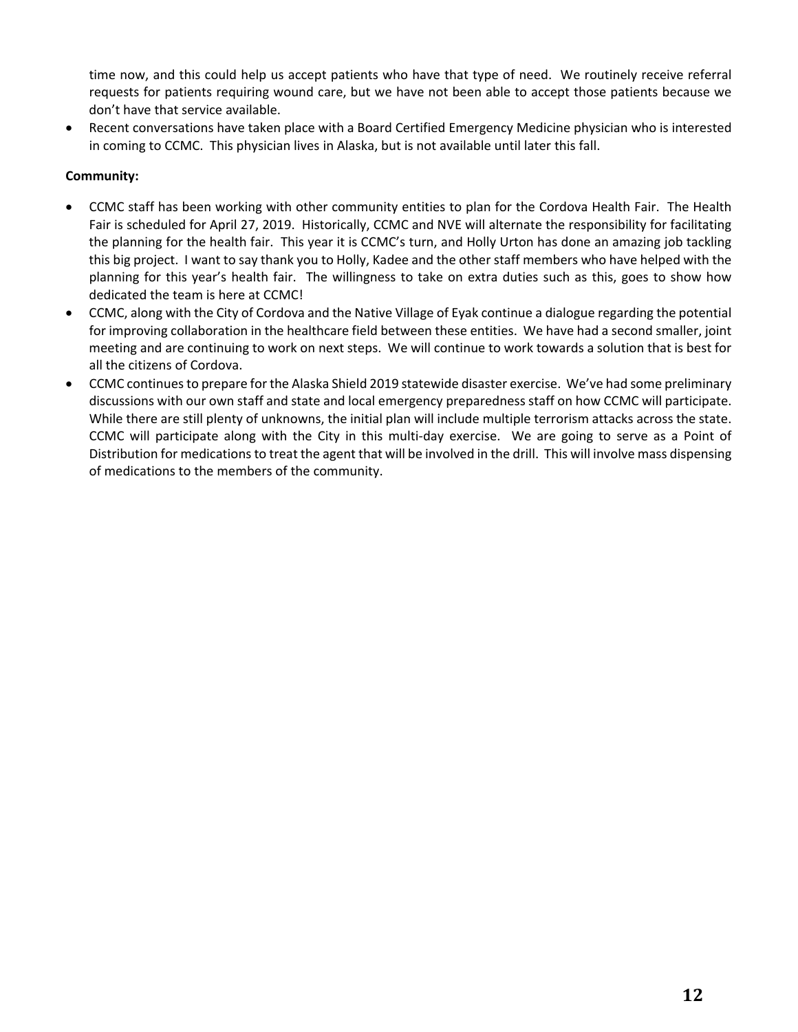time now, and this could help us accept patients who have that type of need. We routinely receive referral requests for patients requiring wound care, but we have not been able to accept those patients because we don't have that service available.

- Recent conversations have taken place with a Board Certified Emergency Medicine physician who is interested in coming to CCMC. This physician lives in Alaska, but is not available until later this fall.

**Community:**

- CCMC staff has been working with other community entities to plan for the Cordova Health Fair. The Health Fair is scheduled for April 27, 2019. Historically, CCMC and NVE will alternate the responsibility for facilitating the planning for the health fair. This year it is CCMC's turn, and Holly Urton has done an amazing job tackling this big project. I want to say thank you to Holly, Kadee and the other staff members who have helped with the planning for this year's health fair. The willingness to take on extra duties such as this, goes to show how dedicated the team is here at CCMC!
- CCMC, along with the City of Cordova and the Native Village of Eyak continue a dialogue regarding the potential for improving collaboration in the healthcare field between these entities. We have had a second smaller, joint meeting and are continuing to work on next steps. We will continue to work towards a solution that is best for all the citizens of Cordova.
- CCMC continues to prepare for the Alaska Shield 2019 statewide disaster exercise. We've had some preliminary discussions with our own staff and state and local emergency preparedness staff on how CCMC will participate. While there are still plenty of unknowns, the initial plan will include multiple terrorism attacks across the state. CCMC will participate along with the City in this multi-day exercise. We are going to serve as a Point of Distribution for medications to treat the agent that will be involved in the drill. This will involve mass dispensing of medications to the members of the community.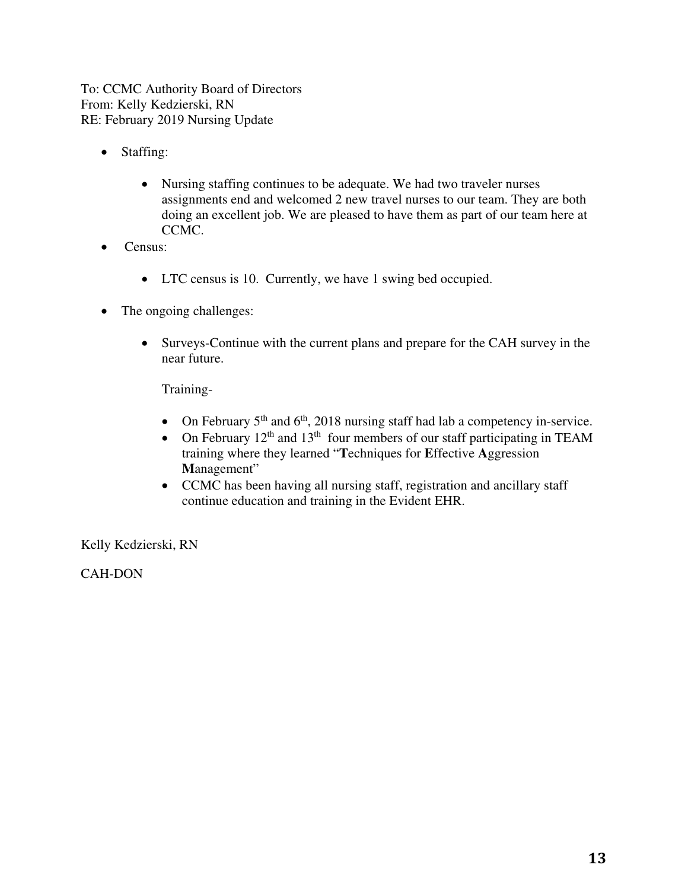To: CCMC Authority Board of Directors
From: Kelly Kedzierski, RN
RE: February 2019 Nursing Update

- Staffing:
  - Nursing staffing continues to be adequate. We had two traveler nurses assignments end and welcomed 2 new travel nurses to our team. They are both doing an excellent job. We are pleased to have them as part of our team here at CCMC.
- Census:
  - LTC census is 10. Currently, we have 1 swing bed occupied.
- The ongoing challenges:
  - Surveys-Continue with the current plans and prepare for the CAH survey in the near future.

    Training-

    - On February 5th and 6th, 2018 nursing staff had lab a competency in-service.
    - On February 12th and 13th four members of our staff participating in TEAM training where they learned "**T**echniques for **E**ffective **A**ggression **M**anagement"
    - CCMC has been having all nursing staff, registration and ancillary staff continue education and training in the Evident EHR.

Kelly Kedzierski, RN

CAH-DON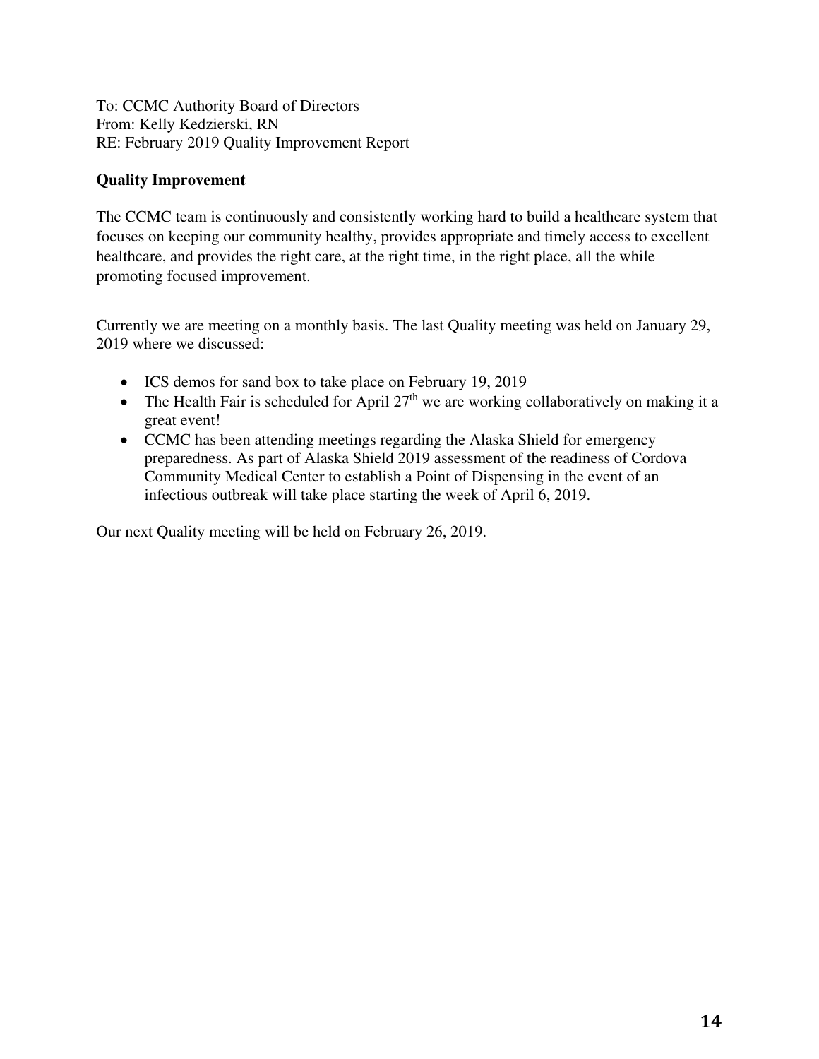To: CCMC Authority Board of Directors
From: Kelly Kedzierski, RN
RE: February 2019 Quality Improvement Report

**Quality Improvement**

The CCMC team is continuously and consistently working hard to build a healthcare system that focuses on keeping our community healthy, provides appropriate and timely access to excellent healthcare, and provides the right care, at the right time, in the right place, all the while promoting focused improvement.

Currently we are meeting on a monthly basis. The last Quality meeting was held on January 29, 2019 where we discussed:

- ICS demos for sand box to take place on February 19, 2019
- The Health Fair is scheduled for April 27th we are working collaboratively on making it a great event!
- CCMC has been attending meetings regarding the Alaska Shield for emergency preparedness. As part of Alaska Shield 2019 assessment of the readiness of Cordova Community Medical Center to establish a Point of Dispensing in the event of an infectious outbreak will take place starting the week of April 6, 2019.

Our next Quality meeting will be held on February 26, 2019.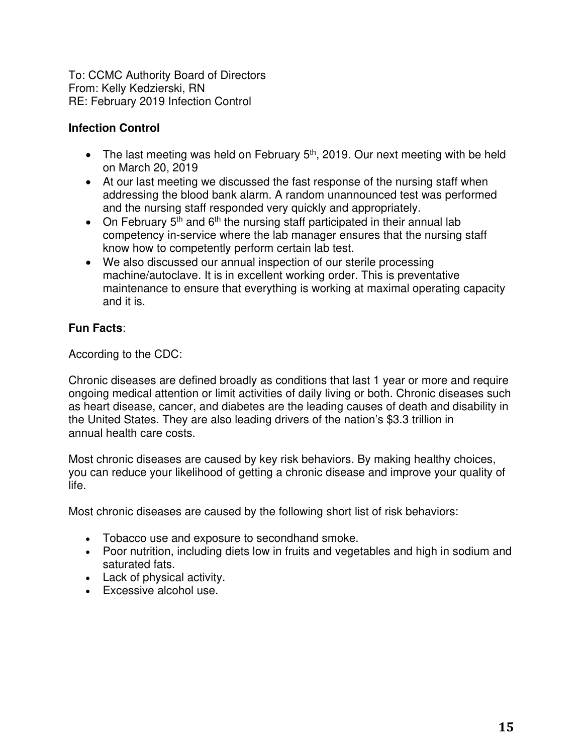To: CCMC Authority Board of Directors
From: Kelly Kedzierski, RN
RE: February 2019 Infection Control

**Infection Control**

- The last meeting was held on February 5th, 2019. Our next meeting with be held on March 20, 2019
- At our last meeting we discussed the fast response of the nursing staff when addressing the blood bank alarm. A random unannounced test was performed and the nursing staff responded very quickly and appropriately.
- On February 5th and 6th the nursing staff participated in their annual lab competency in-service where the lab manager ensures that the nursing staff know how to competently perform certain lab test.
- We also discussed our annual inspection of our sterile processing machine/autoclave. It is in excellent working order. This is preventative maintenance to ensure that everything is working at maximal operating capacity and it is.

**Fun Facts**:

According to the CDC:

Chronic diseases are defined broadly as conditions that last 1 year or more and require ongoing medical attention or limit activities of daily living or both. Chronic diseases such as heart disease, cancer, and diabetes are the leading causes of death and disability in the United States. They are also leading drivers of the nation's $3.3 trillion in annual health care costs.

Most chronic diseases are caused by key risk behaviors. By making healthy choices, you can reduce your likelihood of getting a chronic disease and improve your quality of life.

Most chronic diseases are caused by the following short list of risk behaviors:

- Tobacco use and exposure to secondhand smoke.
- Poor nutrition, including diets low in fruits and vegetables and high in sodium and saturated fats.
- Lack of physical activity.
- Excessive alcohol use.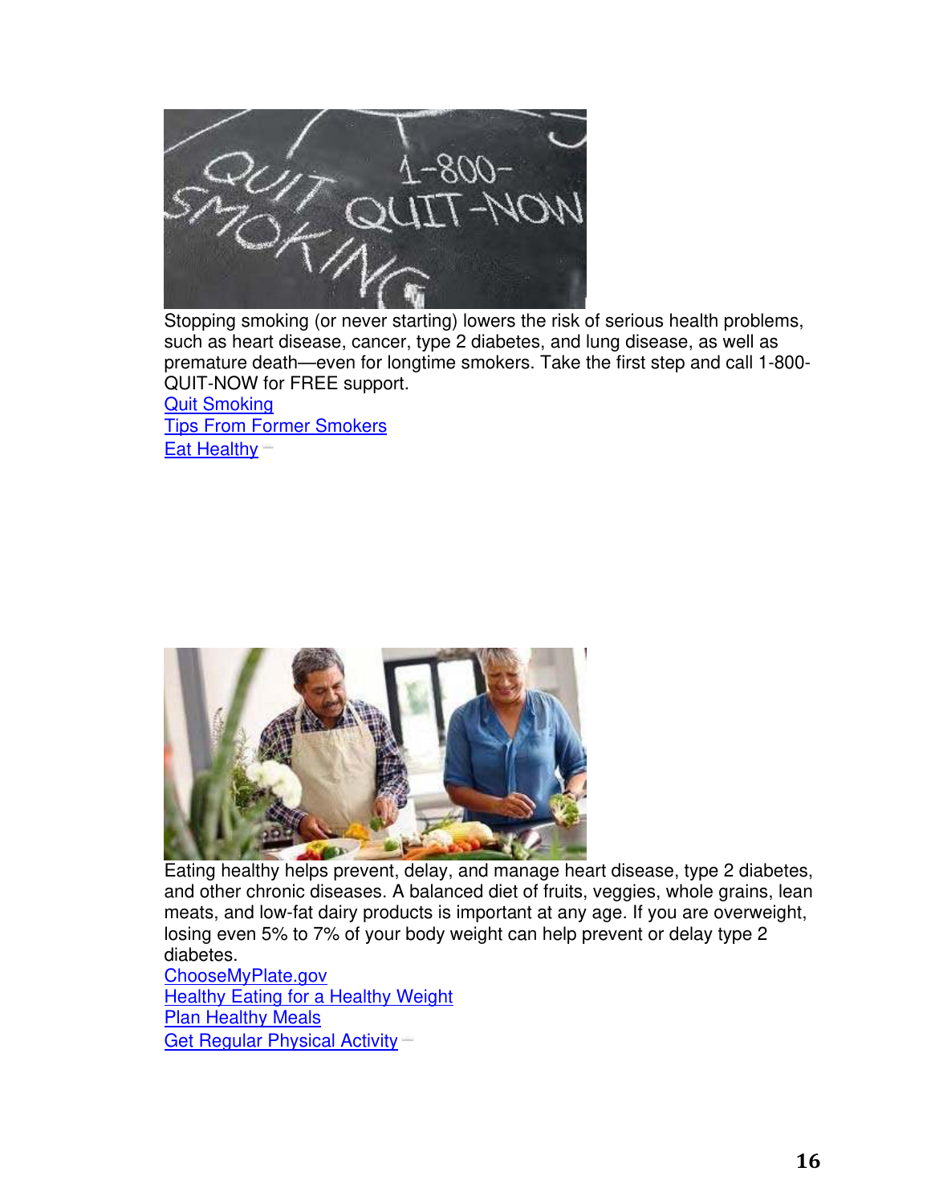Stopping smoking (or never starting) lowers the risk of serious health problems, such as heart disease, cancer, type 2 diabetes, and lung disease, as well as premature death—even for longtime smokers. Take the first step and call 1-800-QUIT-NOW for FREE support.

Quit Smoking

Tips From Former Smokers

Eat Healthy

Eating healthy helps prevent, delay, and manage heart disease, type 2 diabetes, and other chronic diseases. A balanced diet of fruits, veggies, whole grains, lean meats, and low-fat dairy products is important at any age. If you are overweight, losing even 5% to 7% of your body weight can help prevent or delay type 2 diabetes.

ChooseMyPlate.gov

Healthy Eating for a Healthy Weight

Plan Healthy Meals

Get Regular Physical Activity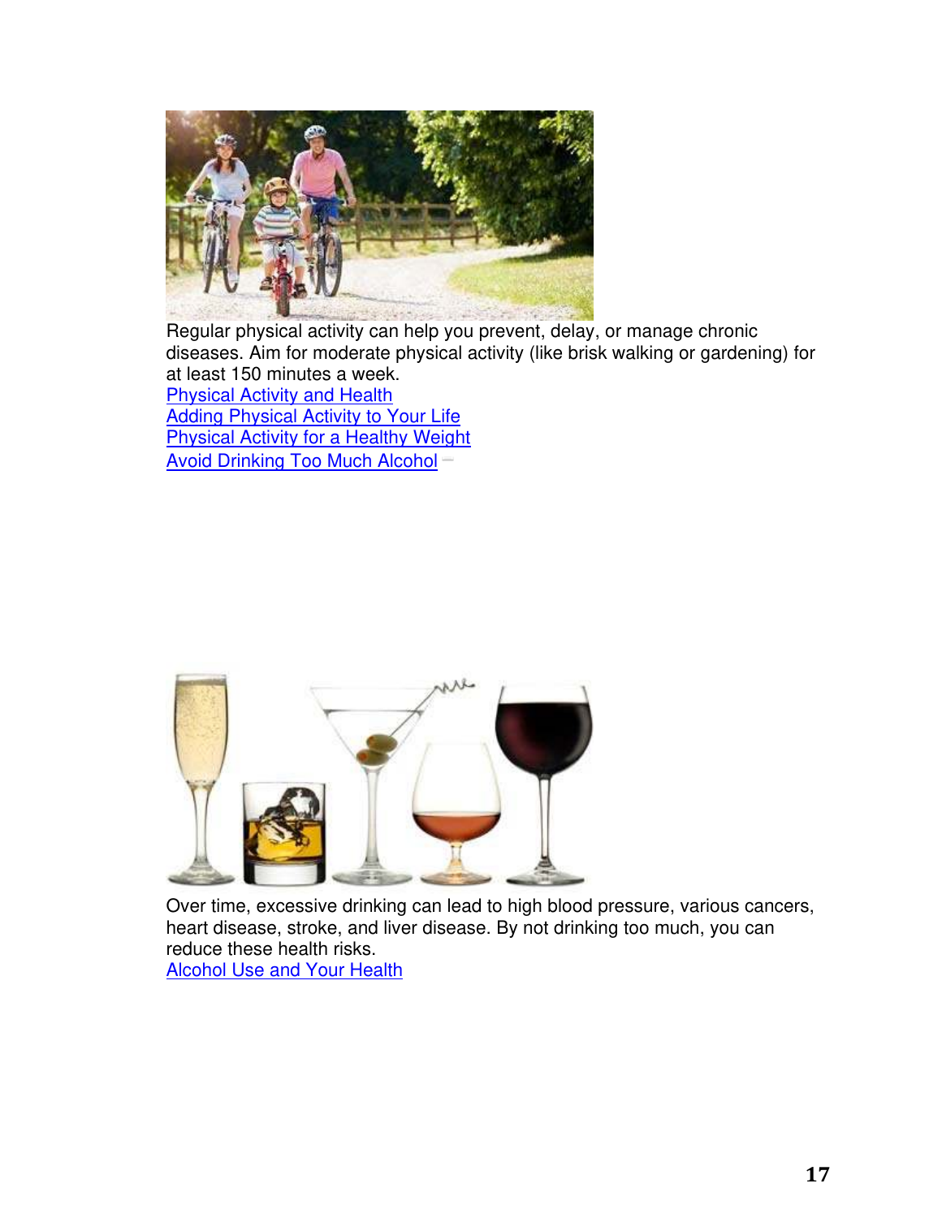Regular physical activity can help you prevent, delay, or manage chronic diseases. Aim for moderate physical activity (like brisk walking or gardening) for at least 150 minutes a week.

Physical Activity and Health
Adding Physical Activity to Your Life
Physical Activity for a Healthy Weight
Avoid Drinking Too Much Alcohol

Over time, excessive drinking can lead to high blood pressure, various cancers, heart disease, stroke, and liver disease. By not drinking too much, you can reduce these health risks.

Alcohol Use and Your Health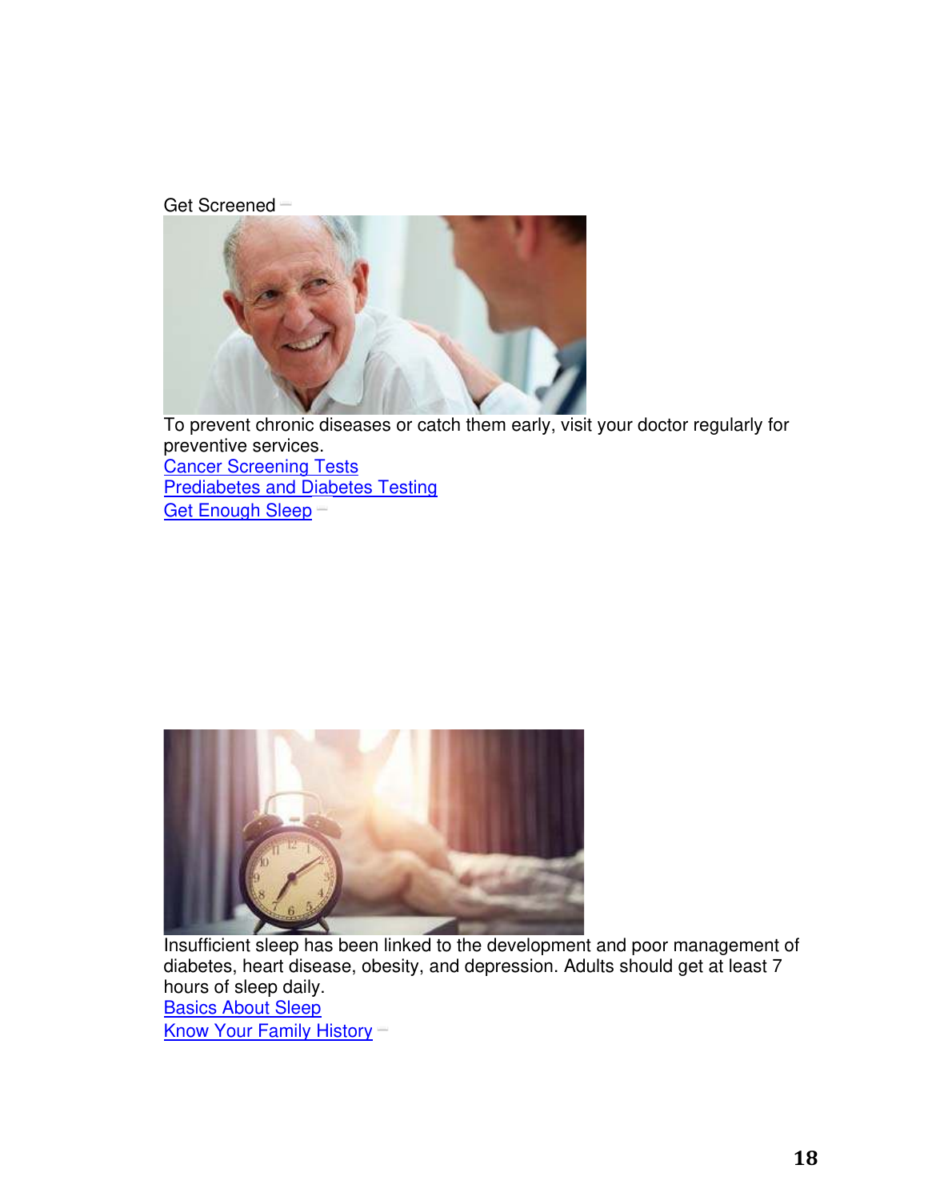Get Screened

To prevent chronic diseases or catch them early, visit your doctor regularly for preventive services.

[Cancer Screening Tests]

[Prediabetes and Diabetes Testing]

[Get Enough Sleep]

Insufficient sleep has been linked to the development and poor management of diabetes, heart disease, obesity, and depression. Adults should get at least 7 hours of sleep daily.

[Basics About Sleep]

[Know Your Family History]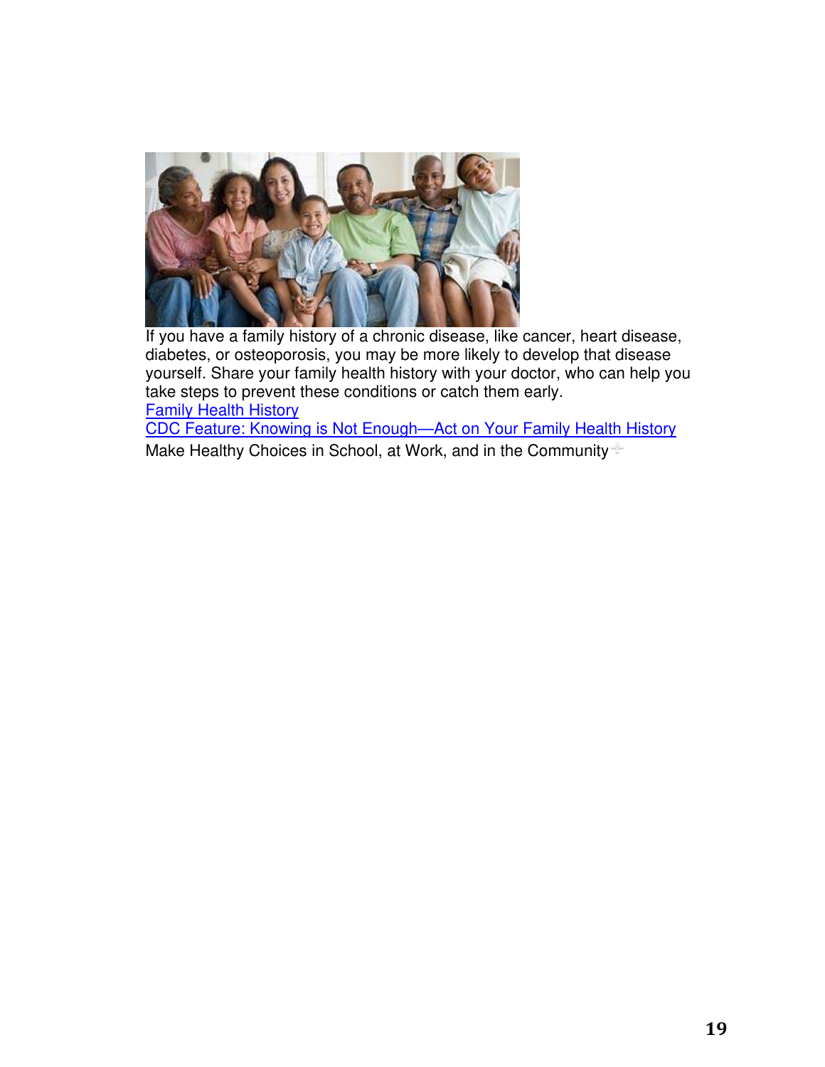If you have a family history of a chronic disease, like cancer, heart disease, diabetes, or osteoporosis, you may be more likely to develop that disease yourself. Share your family health history with your doctor, who can help you take steps to prevent these conditions or catch them early.

Family Health History

CDC Feature: Knowing is Not Enough—Act on Your Family Health History

Make Healthy Choices in School, at Work, and in the Community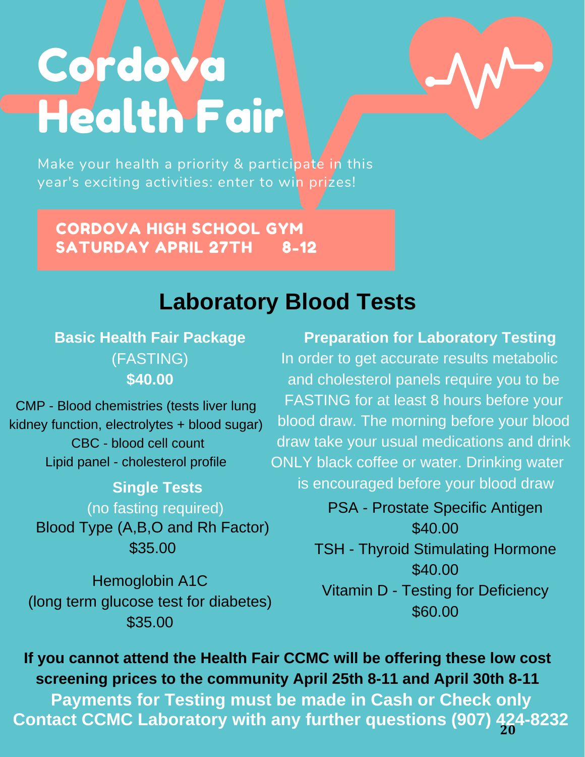# Cordova Health Fair

Make your health a priority & participate in this year's exciting activities: enter to win prizes!

**CORDOVA HIGH SCHOOL GYM**
**SATURDAY APRIL 27TH 8-12**

## Laboratory Blood Tests

### Basic Health Fair Package

(FASTING)

**$40.00**

CMP - Blood chemistries (tests liver lung kidney function, electrolytes + blood sugar)
CBC - blood cell count
Lipid panel - cholesterol profile

### Single Tests

(no fasting required)

Blood Type (A,B,O and Rh Factor)
$35.00

Hemoglobin A1C
(long term glucose test for diabetes)
$35.00

### Preparation for Laboratory Testing

In order to get accurate results metabolic and cholesterol panels require you to be FASTING for at least 8 hours before your blood draw. The morning before your blood draw take your usual medications and drink ONLY black coffee or water. Drinking water is encouraged before your blood draw

PSA - Prostate Specific Antigen
$40.00

TSH - Thyroid Stimulating Hormone
$40.00

Vitamin D - Testing for Deficiency
$60.00

**If you cannot attend the Health Fair CCMC will be offering these low cost screening prices to the community April 25th 8-11 and April 30th 8-11**

**Payments for Testing must be made in Cash or Check only**

**Contact CCMC Laboratory with any further questions (907) 424-8232**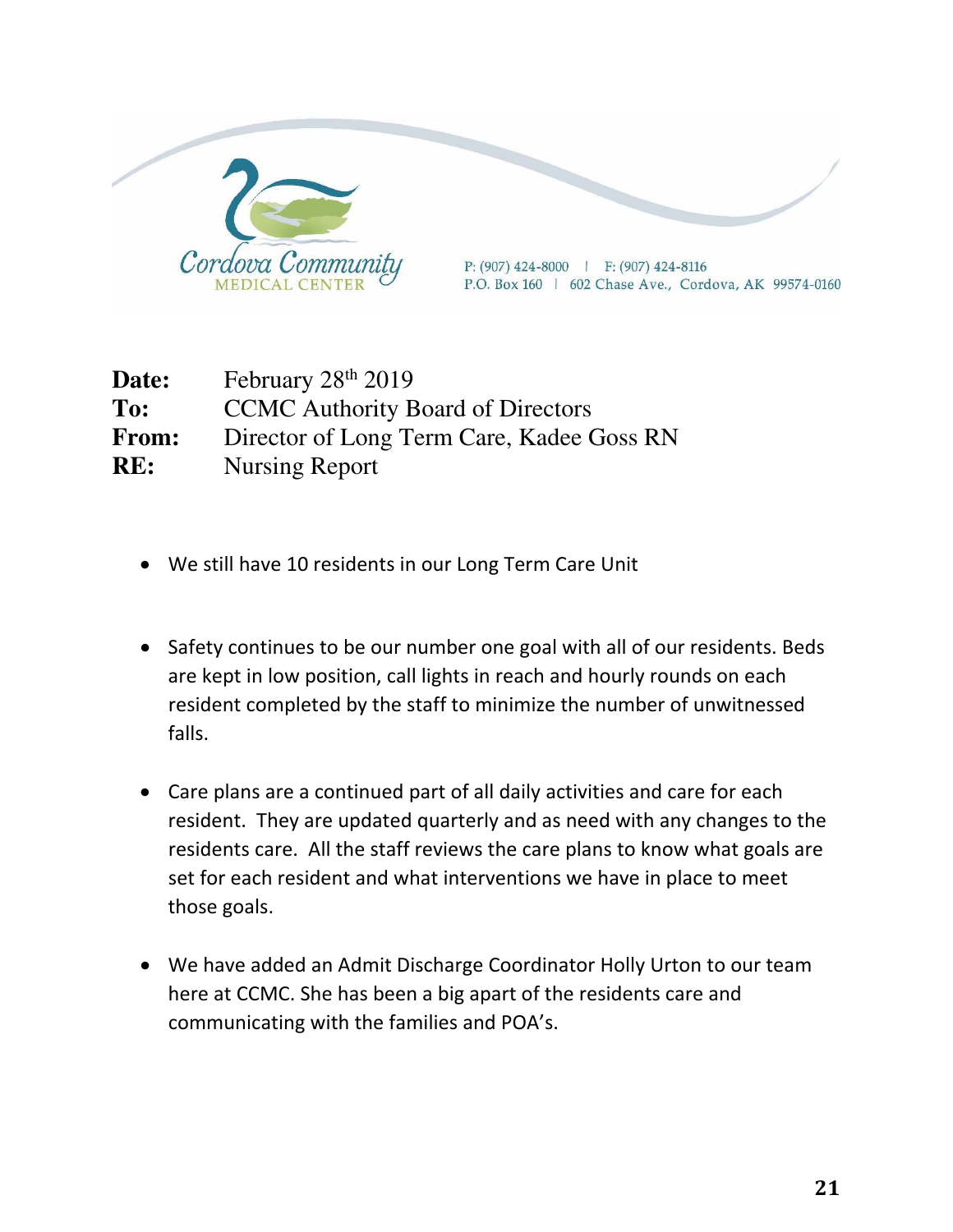Cordova Community MEDICAL CENTER

P: (907) 424-8000 | F: (907) 424-8116
P.O. Box 160 | 602 Chase Ave., Cordova, AK 99574-0160

**Date:** February 28th 2019
**To:** CCMC Authority Board of Directors
**From:** Director of Long Term Care, Kadee Goss RN
**RE:** Nursing Report

- We still have 10 residents in our Long Term Care Unit

- Safety continues to be our number one goal with all of our residents. Beds are kept in low position, call lights in reach and hourly rounds on each resident completed by the staff to minimize the number of unwitnessed falls.

- Care plans are a continued part of all daily activities and care for each resident. They are updated quarterly and as need with any changes to the residents care. All the staff reviews the care plans to know what goals are set for each resident and what interventions we have in place to meet those goals.

- We have added an Admit Discharge Coordinator Holly Urton to our team here at CCMC. She has been a big apart of the residents care and communicating with the families and POA's.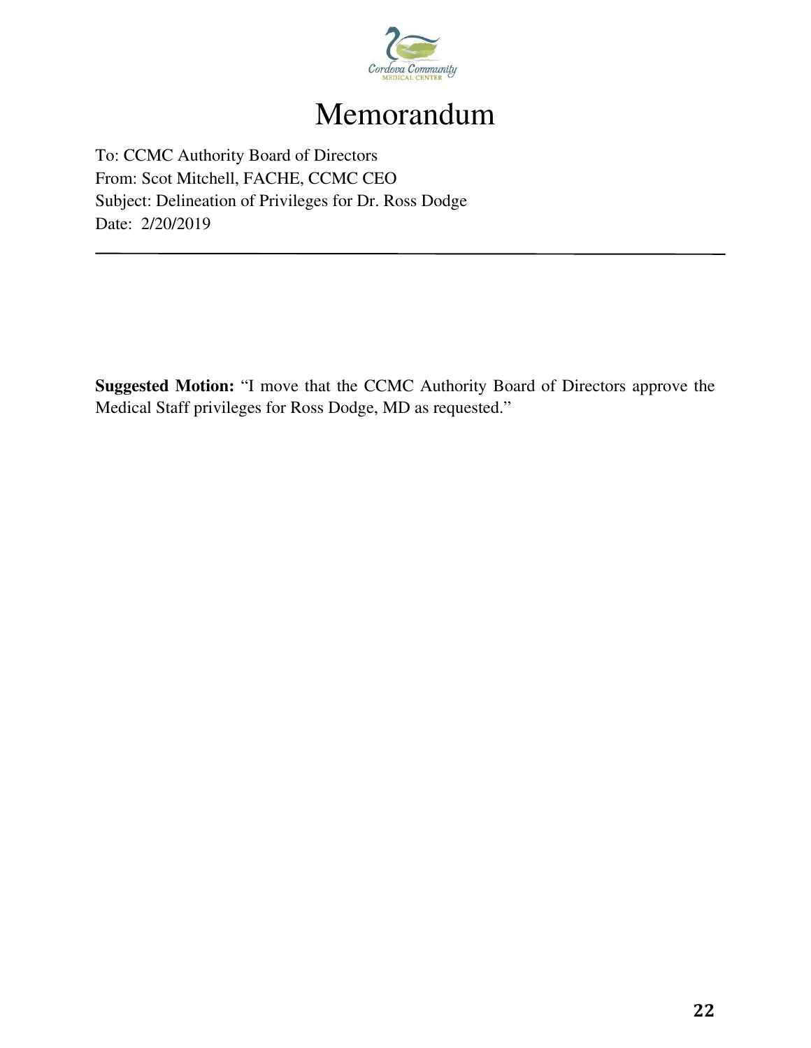# Memorandum

To: CCMC Authority Board of Directors
From: Scot Mitchell, FACHE, CCMC CEO
Subject: Delineation of Privileges for Dr. Ross Dodge
Date: 2/20/2019

---

**Suggested Motion:** "I move that the CCMC Authority Board of Directors approve the Medical Staff privileges for Ross Dodge, MD as requested."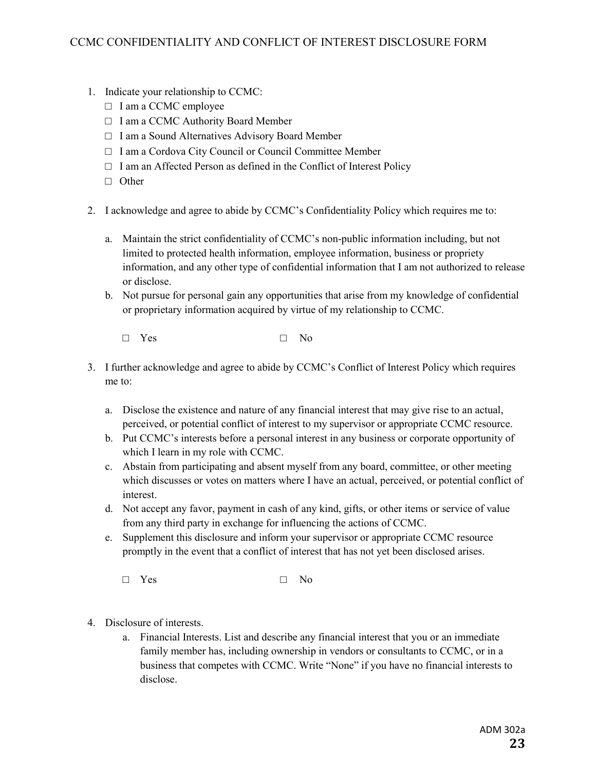# CCMC CONFIDENTIALITY AND CONFLICT OF INTEREST DISCLOSURE FORM

1. Indicate your relationship to CCMC:
   - □ I am a CCMC employee
   - □ I am a CCMC Authority Board Member
   - □ I am a Sound Alternatives Advisory Board Member
   - □ I am a Cordova City Council or Council Committee Member
   - □ I am an Affected Person as defined in the Conflict of Interest Policy
   - □ Other

2. I acknowledge and agree to abide by CCMC's Confidentiality Policy which requires me to:

   a. Maintain the strict confidentiality of CCMC's non-public information including, but not limited to protected health information, employee information, business or propriety information, and any other type of confidential information that I am not authorized to release or disclose.
   b. Not pursue for personal gain any opportunities that arise from my knowledge of confidential or proprietary information acquired by virtue of my relationship to CCMC.

   □ Yes □ No

3. I further acknowledge and agree to abide by CCMC's Conflict of Interest Policy which requires me to:

   a. Disclose the existence and nature of any financial interest that may give rise to an actual, perceived, or potential conflict of interest to my supervisor or appropriate CCMC resource.
   b. Put CCMC's interests before a personal interest in any business or corporate opportunity of which I learn in my role with CCMC.
   c. Abstain from participating and absent myself from any board, committee, or other meeting which discusses or votes on matters where I have an actual, perceived, or potential conflict of interest.
   d. Not accept any favor, payment in cash of any kind, gifts, or other items or service of value from any third party in exchange for influencing the actions of CCMC.
   e. Supplement this disclosure and inform your supervisor or appropriate CCMC resource promptly in the event that a conflict of interest that has not yet been disclosed arises.

   □ Yes □ No

4. Disclosure of interests.
   a. Financial Interests. List and describe any financial interest that you or an immediate family member has, including ownership in vendors or consultants to CCMC, or in a business that competes with CCMC. Write "None" if you have no financial interests to disclose.

ADM 302a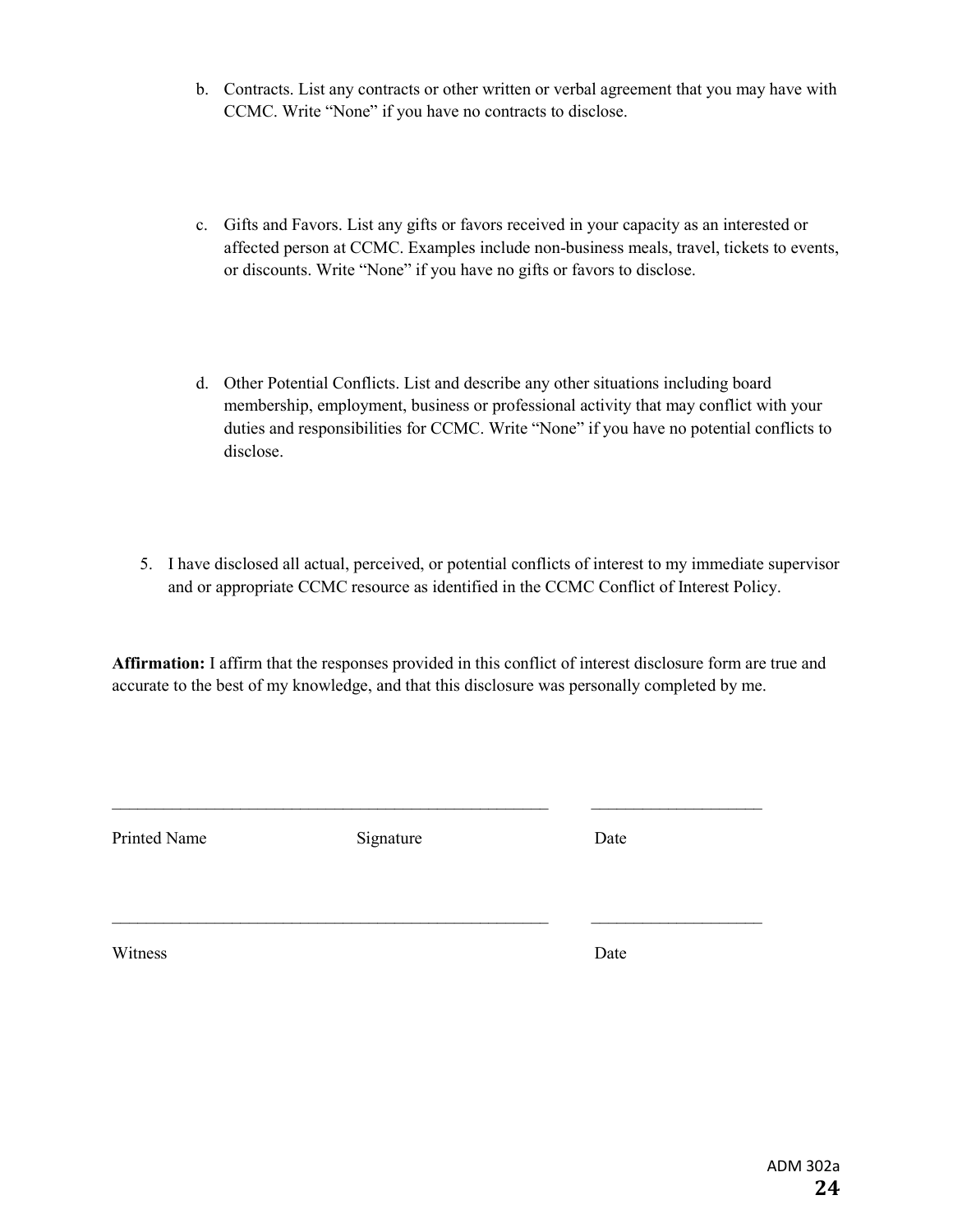b. Contracts. List any contracts or other written or verbal agreement that you may have with CCMC. Write "None" if you have no contracts to disclose.

c. Gifts and Favors. List any gifts or favors received in your capacity as an interested or affected person at CCMC. Examples include non-business meals, travel, tickets to events, or discounts. Write "None" if you have no gifts or favors to disclose.

d. Other Potential Conflicts. List and describe any other situations including board membership, employment, business or professional activity that may conflict with your duties and responsibilities for CCMC. Write "None" if you have no potential conflicts to disclose.

5. I have disclosed all actual, perceived, or potential conflicts of interest to my immediate supervisor and or appropriate CCMC resource as identified in the CCMC Conflict of Interest Policy.

**Affirmation:** I affirm that the responses provided in this conflict of interest disclosure form are true and accurate to the best of my knowledge, and that this disclosure was personally completed by me.

\_\_\_\_\_\_\_\_\_\_\_\_\_\_\_\_\_\_\_\_\_\_\_\_\_\_\_\_\_\_\_\_\_\_\_\_\_\_\_\_\_\_\_\_\_\_\_\_\_\_\_\_ \_\_\_\_\_\_\_\_\_\_\_\_\_\_\_\_\_\_\_\_

Printed Name Signature Date

\_\_\_\_\_\_\_\_\_\_\_\_\_\_\_\_\_\_\_\_\_\_\_\_\_\_\_\_\_\_\_\_\_\_\_\_\_\_\_\_\_\_\_\_\_\_\_\_\_\_\_\_ \_\_\_\_\_\_\_\_\_\_\_\_\_\_\_\_\_\_\_\_

Witness Date

ADM 302a